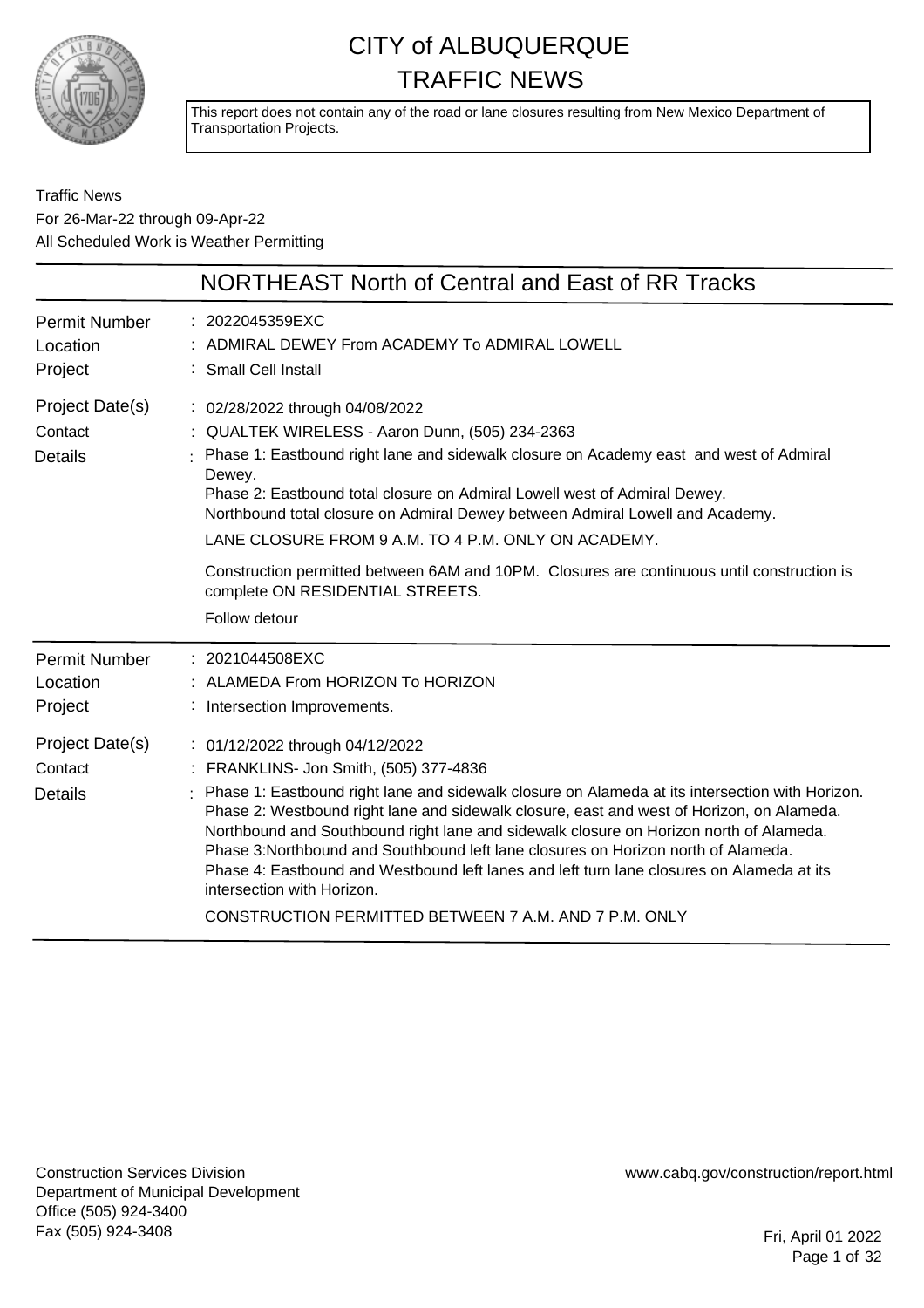# CITY of ALBUQUERQUE
# TRAFFIC NEWS

This report does not contain any of the road or lane closures resulting from New Mexico Department of Transportation Projects.

Traffic News
For 26-Mar-22 through 09-Apr-22
All Scheduled Work is Weather Permitting

## NORTHEAST North of Central and East of RR Tracks

**Permit Number** : 2022045359EXC
**Location** : ADMIRAL DEWEY From ACADEMY To ADMIRAL LOWELL
**Project** : Small Cell Install
**Project Date(s)** : 02/28/2022 through 04/08/2022
**Contact** : QUALTEK WIRELESS - Aaron Dunn, (505) 234-2363
**Details** : Phase 1: Eastbound right lane and sidewalk closure on Academy east and west of Admiral Dewey.
Phase 2: Eastbound total closure on Admiral Lowell west of Admiral Dewey.
Northbound total closure on Admiral Dewey between Admiral Lowell and Academy.

LANE CLOSURE FROM 9 A.M. TO 4 P.M. ONLY ON ACADEMY.

Construction permitted between 6AM and 10PM. Closures are continuous until construction is complete ON RESIDENTIAL STREETS.

Follow detour

---

**Permit Number** : 2021044508EXC
**Location** : ALAMEDA From HORIZON To HORIZON
**Project** : Intersection Improvements.
**Project Date(s)** : 01/12/2022 through 04/12/2022
**Contact** : FRANKLINS- Jon Smith, (505) 377-4836
**Details** : Phase 1: Eastbound right lane and sidewalk closure on Alameda at its intersection with Horizon.
Phase 2: Westbound right lane and sidewalk closure, east and west of Horizon, on Alameda.
Northbound and Southbound right lane and sidewalk closure on Horizon north of Alameda.
Phase 3:Northbound and Southbound left lane closures on Horizon north of Alameda.
Phase 4: Eastbound and Westbound left lanes and left turn lane closures on Alameda at its intersection with Horizon.

CONSTRUCTION PERMITTED BETWEEN 7 A.M. AND 7 P.M. ONLY

---

Construction Services Division
Department of Municipal Development
Office (505) 924-3400
Fax (505) 924-3408

www.cabq.gov/construction/report.html

Fri, April 01 2022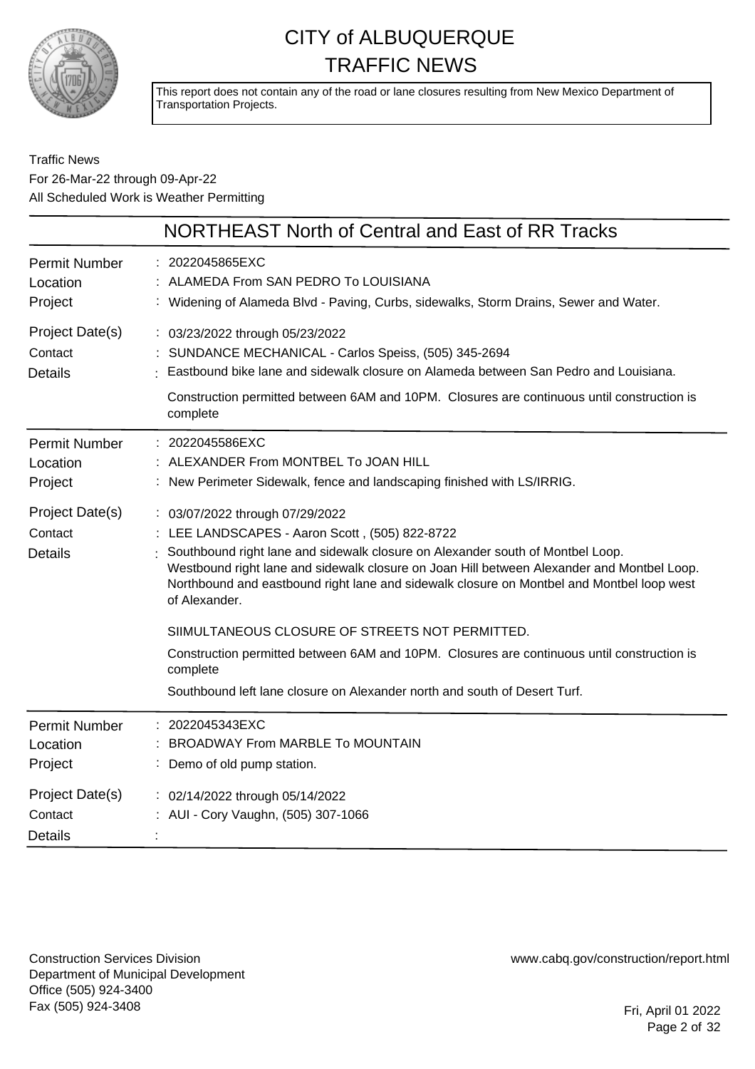# CITY of ALBUQUERQUE TRAFFIC NEWS

This report does not contain any of the road or lane closures resulting from New Mexico Department of Transportation Projects.

Traffic News
For 26-Mar-22 through 09-Apr-22
All Scheduled Work is Weather Permitting

## NORTHEAST North of Central and East of RR Tracks

| | |
|---|---|
| Permit Number | 2022045865EXC |
| Location | ALAMEDA From SAN PEDRO To LOUISIANA |
| Project | Widening of Alameda Blvd - Paving, Curbs, sidewalks, Storm Drains, Sewer and Water. |
| Project Date(s) | 03/23/2022 through 05/23/2022 |
| Contact | SUNDANCE MECHANICAL - Carlos Speiss, (505) 345-2694 |
| Details | Eastbound bike lane and sidewalk closure on Alameda between San Pedro and Louisiana.<br><br>Construction permitted between 6AM and 10PM. Closures are continuous until construction is complete |

| | |
|---|---|
| Permit Number | 2022045586EXC |
| Location | ALEXANDER From MONTBEL To JOAN HILL |
| Project | New Perimeter Sidewalk, fence and landscaping finished with LS/IRRIG. |
| Project Date(s) | 03/07/2022 through 07/29/2022 |
| Contact | LEE LANDSCAPES - Aaron Scott , (505) 822-8722 |
| Details | Southbound right lane and sidewalk closure on Alexander south of Montbel Loop.<br>Westbound right lane and sidewalk closure on Joan Hill between Alexander and Montbel Loop.<br>Northbound and eastbound right lane and sidewalk closure on Montbel and Montbel loop west of Alexander.<br><br>SIIMULTANEOUS CLOSURE OF STREETS NOT PERMITTED.<br><br>Construction permitted between 6AM and 10PM. Closures are continuous until construction is complete<br><br>Southbound left lane closure on Alexander north and south of Desert Turf. |

| | |
|---|---|
| Permit Number | 2022045343EXC |
| Location | BROADWAY From MARBLE To MOUNTAIN |
| Project | Demo of old pump station. |
| Project Date(s) | 02/14/2022 through 05/14/2022 |
| Contact | AUI - Cory Vaughn, (505) 307-1066 |
| Details | |

Construction Services Division
Department of Municipal Development
Office (505) 924-3400
Fax (505) 924-3408

www.cabq.gov/construction/report.html

Fri, April 01 2022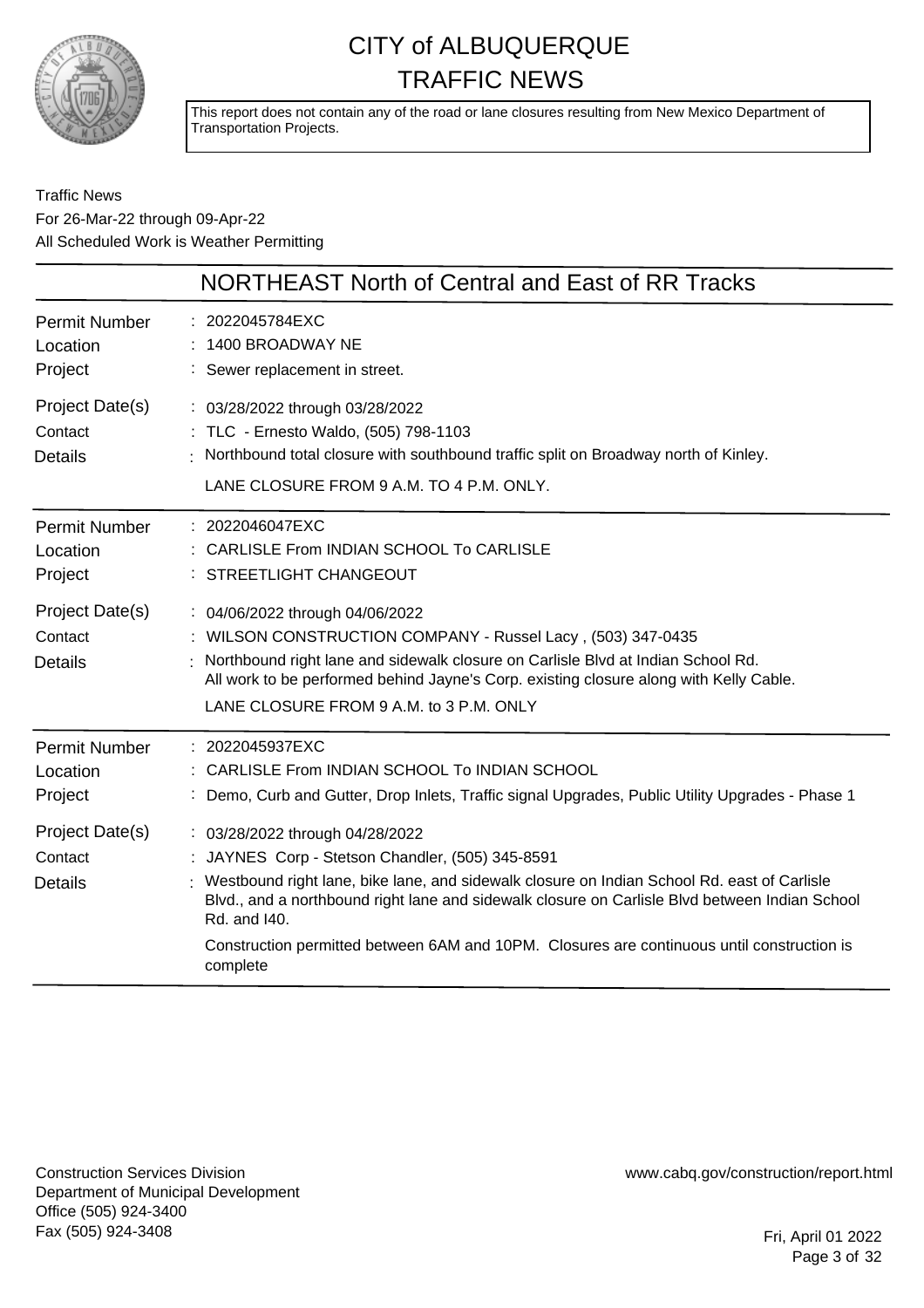# CITY of ALBUQUERQUE
# TRAFFIC NEWS

This report does not contain any of the road or lane closures resulting from New Mexico Department of Transportation Projects.

Traffic News
For 26-Mar-22 through 09-Apr-22
All Scheduled Work is Weather Permitting

## NORTHEAST North of Central and East of RR Tracks

| | |
|---|---|
| Permit Number | : 2022045784EXC |
| Location | : 1400 BROADWAY NE |
| Project | : Sewer replacement in street. |
| Project Date(s) | : 03/28/2022 through 03/28/2022 |
| Contact | : TLC - Ernesto Waldo, (505) 798-1103 |
| Details | : Northbound total closure with southbound traffic split on Broadway north of Kinley. LANE CLOSURE FROM 9 A.M. TO 4 P.M. ONLY. |

| | |
|---|---|
| Permit Number | : 2022046047EXC |
| Location | : CARLISLE From INDIAN SCHOOL To CARLISLE |
| Project | : STREETLIGHT CHANGEOUT |
| Project Date(s) | : 04/06/2022 through 04/06/2022 |
| Contact | : WILSON CONSTRUCTION COMPANY - Russel Lacy , (503) 347-0435 |
| Details | : Northbound right lane and sidewalk closure on Carlisle Blvd at Indian School Rd. All work to be performed behind Jayne's Corp. existing closure along with Kelly Cable. LANE CLOSURE FROM 9 A.M. to 3 P.M. ONLY |

| | |
|---|---|
| Permit Number | : 2022045937EXC |
| Location | : CARLISLE From INDIAN SCHOOL To INDIAN SCHOOL |
| Project | : Demo, Curb and Gutter, Drop Inlets, Traffic signal Upgrades, Public Utility Upgrades - Phase 1 |
| Project Date(s) | : 03/28/2022 through 04/28/2022 |
| Contact | : JAYNES Corp - Stetson Chandler, (505) 345-8591 |
| Details | : Westbound right lane, bike lane, and sidewalk closure on Indian School Rd. east of Carlisle Blvd., and a northbound right lane and sidewalk closure on Carlisle Blvd between Indian School Rd. and I40. Construction permitted between 6AM and 10PM. Closures are continuous until construction is complete |

Construction Services Division
Department of Municipal Development
Office (505) 924-3400
Fax (505) 924-3408

www.cabq.gov/construction/report.html

Fri, April 01 2022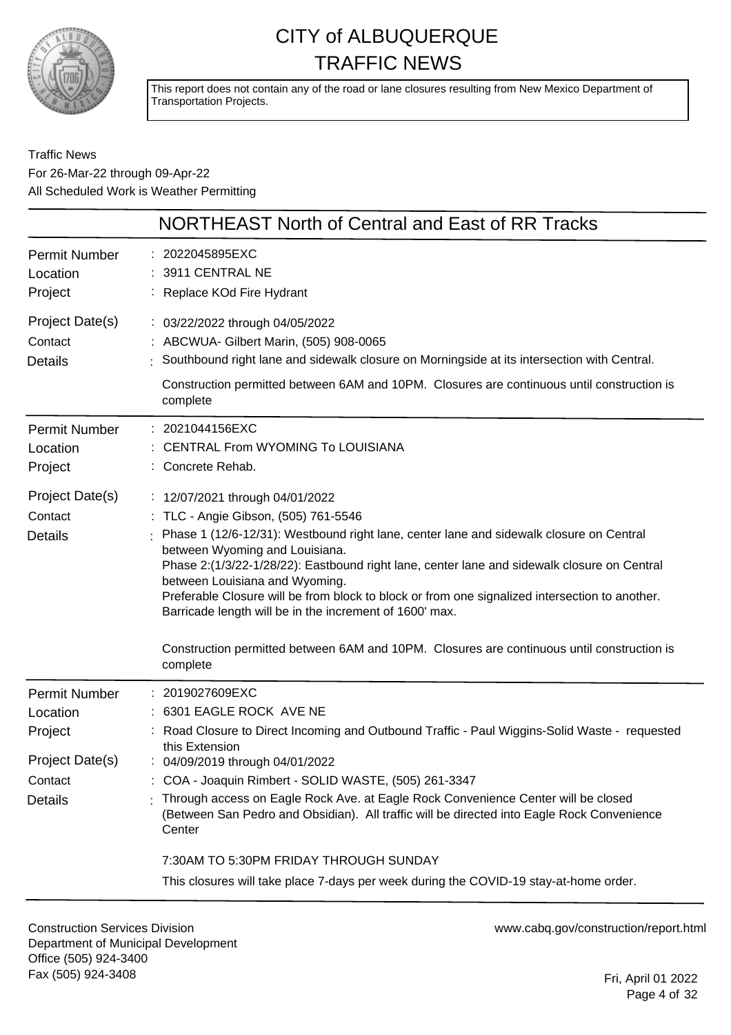# CITY of ALBUQUERQUE
# TRAFFIC NEWS

This report does not contain any of the road or lane closures resulting from New Mexico Department of Transportation Projects.

Traffic News
For 26-Mar-22 through 09-Apr-22
All Scheduled Work is Weather Permitting

## NORTHEAST North of Central and East of RR Tracks

**Permit Number** : 2022045895EXC
**Location** : 3911 CENTRAL NE
**Project** : Replace KOd Fire Hydrant
**Project Date(s)** : 03/22/2022 through 04/05/2022
**Contact** : ABCWUA- Gilbert Marin, (505) 908-0065
**Details** : Southbound right lane and sidewalk closure on Morningside at its intersection with Central.

Construction permitted between 6AM and 10PM. Closures are continuous until construction is complete

---

**Permit Number** : 2021044156EXC
**Location** : CENTRAL From WYOMING To LOUISIANA
**Project** : Concrete Rehab.
**Project Date(s)** : 12/07/2021 through 04/01/2022
**Contact** : TLC - Angie Gibson, (505) 761-5546
**Details** : Phase 1 (12/6-12/31): Westbound right lane, center lane and sidewalk closure on Central between Wyoming and Louisiana.
Phase 2:(1/3/22-1/28/22): Eastbound right lane, center lane and sidewalk closure on Central between Louisiana and Wyoming.
Preferable Closure will be from block to block or from one signalized intersection to another. Barricade length will be in the increment of 1600' max.

Construction permitted between 6AM and 10PM. Closures are continuous until construction is complete

---

**Permit Number** : 2019027609EXC
**Location** : 6301 EAGLE ROCK AVE NE
**Project** : Road Closure to Direct Incoming and Outbound Traffic - Paul Wiggins-Solid Waste - requested this Extension
**Project Date(s)** : 04/09/2019 through 04/01/2022
**Contact** : COA - Joaquin Rimbert - SOLID WASTE, (505) 261-3347
**Details** : Through access on Eagle Rock Ave. at Eagle Rock Convenience Center will be closed (Between San Pedro and Obsidian). All traffic will be directed into Eagle Rock Convenience Center

7:30AM TO 5:30PM FRIDAY THROUGH SUNDAY

This closures will take place 7-days per week during the COVID-19 stay-at-home order.

---

Construction Services Division
Department of Municipal Development
Office (505) 924-3400
Fax (505) 924-3408

www.cabq.gov/construction/report.html

Fri, April 01 2022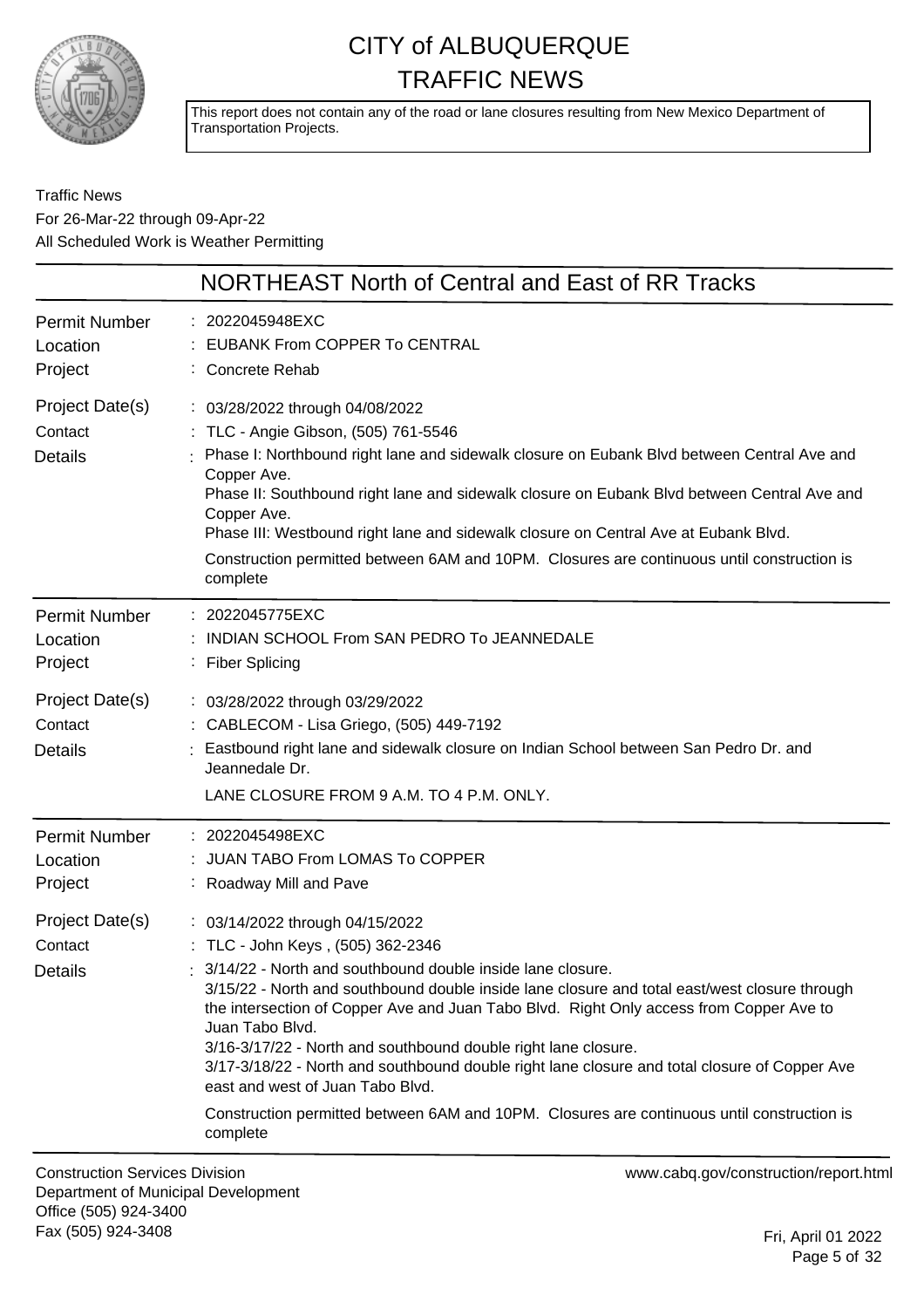# CITY of ALBUQUERQUE TRAFFIC NEWS

This report does not contain any of the road or lane closures resulting from New Mexico Department of Transportation Projects.

Traffic News
For 26-Mar-22 through 09-Apr-22
All Scheduled Work is Weather Permitting

## NORTHEAST North of Central and East of RR Tracks

| | |
|---|---|
| Permit Number | 2022045948EXC |
| Location | EUBANK From COPPER To CENTRAL |
| Project | Concrete Rehab |
| Project Date(s) | 03/28/2022 through 04/08/2022 |
| Contact | TLC - Angie Gibson, (505) 761-5546 |
| Details | Phase I: Northbound right lane and sidewalk closure on Eubank Blvd between Central Ave and Copper Ave.<br>Phase II: Southbound right lane and sidewalk closure on Eubank Blvd between Central Ave and Copper Ave.<br>Phase III: Westbound right lane and sidewalk closure on Central Ave at Eubank Blvd.<br>Construction permitted between 6AM and 10PM. Closures are continuous until construction is complete |

| | |
|---|---|
| Permit Number | 2022045775EXC |
| Location | INDIAN SCHOOL From SAN PEDRO To JEANNEDALE |
| Project | Fiber Splicing |
| Project Date(s) | 03/28/2022 through 03/29/2022 |
| Contact | CABLECOM - Lisa Griego, (505) 449-7192 |
| Details | Eastbound right lane and sidewalk closure on Indian School between San Pedro Dr. and Jeannedale Dr.<br>LANE CLOSURE FROM 9 A.M. TO 4 P.M. ONLY. |

| | |
|---|---|
| Permit Number | 2022045498EXC |
| Location | JUAN TABO From LOMAS To COPPER |
| Project | Roadway Mill and Pave |
| Project Date(s) | 03/14/2022 through 04/15/2022 |
| Contact | TLC - John Keys , (505) 362-2346 |
| Details | 3/14/22 - North and southbound double inside lane closure.<br>3/15/22 - North and southbound double inside lane closure and total east/west closure through the intersection of Copper Ave and Juan Tabo Blvd. Right Only access from Copper Ave to Juan Tabo Blvd.<br>3/16-3/17/22 - North and southbound double right lane closure.<br>3/17-3/18/22 - North and southbound double right lane closure and total closure of Copper Ave east and west of Juan Tabo Blvd.<br>Construction permitted between 6AM and 10PM. Closures are continuous until construction is complete |

Construction Services Division
Department of Municipal Development
Office (505) 924-3400
Fax (505) 924-3408

www.cabq.gov/construction/report.html

Fri, April 01 2022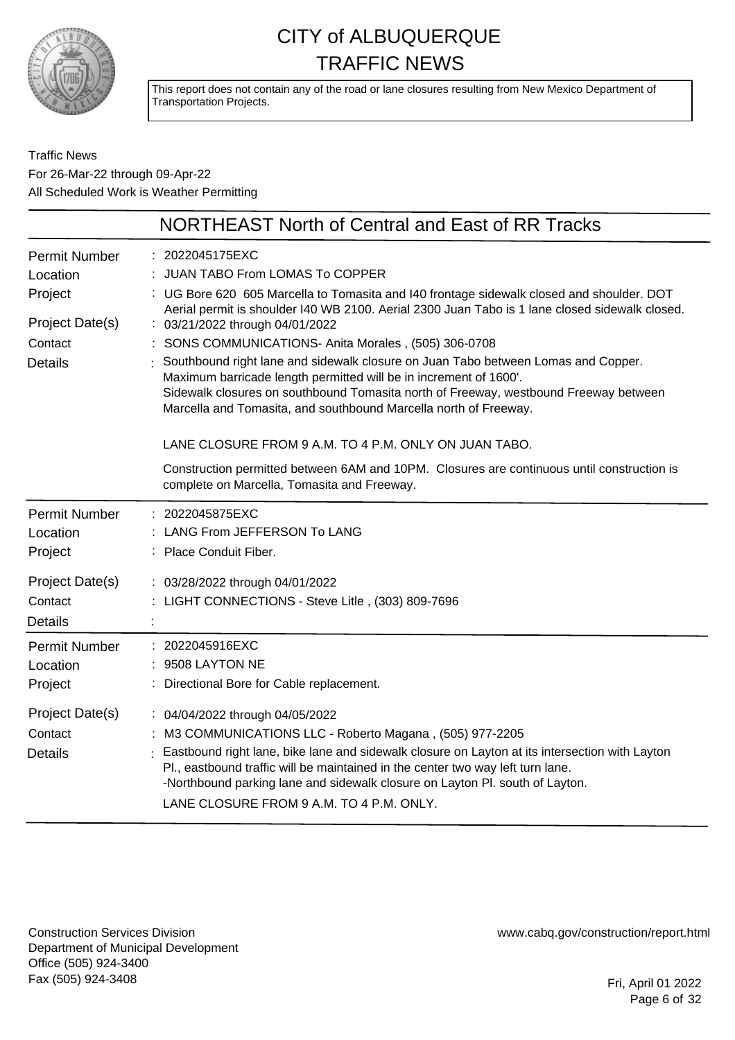# CITY of ALBUQUERQUE TRAFFIC NEWS

This report does not contain any of the road or lane closures resulting from New Mexico Department of Transportation Projects.

Traffic News
For 26-Mar-22 through 09-Apr-22
All Scheduled Work is Weather Permitting

## NORTHEAST North of Central and East of RR Tracks

| | |
|---|---|
| Permit Number | 2022045175EXC |
| Location | JUAN TABO From LOMAS To COPPER |
| Project | UG Bore 620 605 Marcella to Tomasita and I40 frontage sidewalk closed and shoulder. DOT Aerial permit is shoulder I40 WB 2100. Aerial 2300 Juan Tabo is 1 lane closed sidewalk closed. |
| Project Date(s) | 03/21/2022 through 04/01/2022 |
| Contact | SONS COMMUNICATIONS- Anita Morales , (505) 306-0708 |
| Details | Southbound right lane and sidewalk closure on Juan Tabo between Lomas and Copper. Maximum barricade length permitted will be in increment of 1600'. Sidewalk closures on southbound Tomasita north of Freeway, westbound Freeway between Marcella and Tomasita, and southbound Marcella north of Freeway.<br><br>LANE CLOSURE FROM 9 A.M. TO 4 P.M. ONLY ON JUAN TABO.<br><br>Construction permitted between 6AM and 10PM. Closures are continuous until construction is complete on Marcella, Tomasita and Freeway. |

| | |
|---|---|
| Permit Number | 2022045875EXC |
| Location | LANG From JEFFERSON To LANG |
| Project | Place Conduit Fiber. |
| Project Date(s) | 03/28/2022 through 04/01/2022 |
| Contact | LIGHT CONNECTIONS - Steve Litle , (303) 809-7696 |
| Details | |

| | |
|---|---|
| Permit Number | 2022045916EXC |
| Location | 9508 LAYTON NE |
| Project | Directional Bore for Cable replacement. |
| Project Date(s) | 04/04/2022 through 04/05/2022 |
| Contact | M3 COMMUNICATIONS LLC - Roberto Magana , (505) 977-2205 |
| Details | Eastbound right lane, bike lane and sidewalk closure on Layton at its intersection with Layton Pl., eastbound traffic will be maintained in the center two way left turn lane.<br>-Northbound parking lane and sidewalk closure on Layton Pl. south of Layton.<br>LANE CLOSURE FROM 9 A.M. TO 4 P.M. ONLY. |

Construction Services Division
Department of Municipal Development
Office (505) 924-3400
Fax (505) 924-3408

www.cabq.gov/construction/report.html

Fri, April 01 2022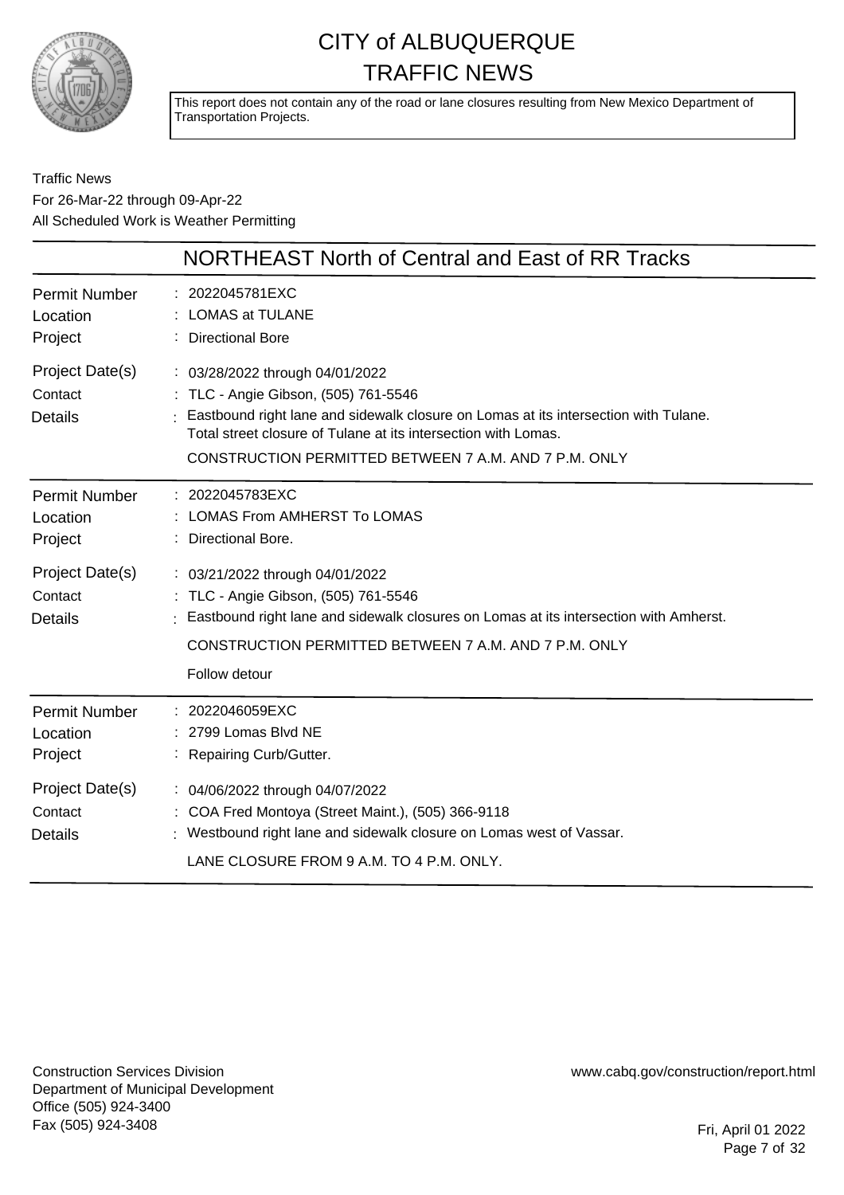# CITY of ALBUQUERQUE TRAFFIC NEWS

This report does not contain any of the road or lane closures resulting from New Mexico Department of Transportation Projects.

Traffic News
For 26-Mar-22 through 09-Apr-22
All Scheduled Work is Weather Permitting

## NORTHEAST North of Central and East of RR Tracks

| | |
|---|---|
| Permit Number | 2022045781EXC |
| Location | LOMAS at TULANE |
| Project | Directional Bore |
| Project Date(s) | 03/28/2022 through 04/01/2022 |
| Contact | TLC - Angie Gibson, (505) 761-5546 |
| Details | Eastbound right lane and sidewalk closure on Lomas at its intersection with Tulane. Total street closure of Tulane at its intersection with Lomas. CONSTRUCTION PERMITTED BETWEEN 7 A.M. AND 7 P.M. ONLY |

| | |
|---|---|
| Permit Number | 2022045783EXC |
| Location | LOMAS From AMHERST To LOMAS |
| Project | Directional Bore. |
| Project Date(s) | 03/21/2022 through 04/01/2022 |
| Contact | TLC - Angie Gibson, (505) 761-5546 |
| Details | Eastbound right lane and sidewalk closures on Lomas at its intersection with Amherst. CONSTRUCTION PERMITTED BETWEEN 7 A.M. AND 7 P.M. ONLY Follow detour |

| | |
|---|---|
| Permit Number | 2022046059EXC |
| Location | 2799 Lomas Blvd NE |
| Project | Repairing Curb/Gutter. |
| Project Date(s) | 04/06/2022 through 04/07/2022 |
| Contact | COA Fred Montoya (Street Maint.), (505) 366-9118 |
| Details | Westbound right lane and sidewalk closure on Lomas west of Vassar. LANE CLOSURE FROM 9 A.M. TO 4 P.M. ONLY. |

Construction Services Division
Department of Municipal Development
Office (505) 924-3400
Fax (505) 924-3408

www.cabq.gov/construction/report.html

Fri, April 01 2022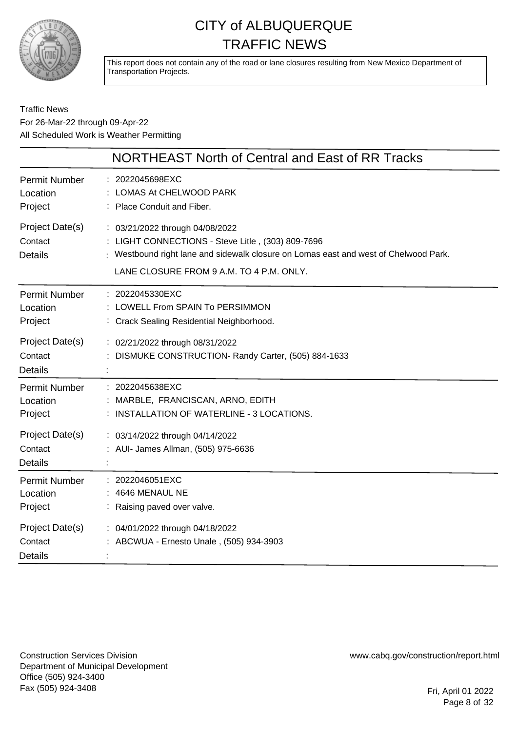# CITY of ALBUQUERQUE TRAFFIC NEWS

This report does not contain any of the road or lane closures resulting from New Mexico Department of Transportation Projects.

Traffic News
For 26-Mar-22 through 09-Apr-22
All Scheduled Work is Weather Permitting

## NORTHEAST North of Central and East of RR Tracks

| | |
|---|---|
| Permit Number | : 2022045698EXC |
| Location | : LOMAS At CHELWOOD PARK |
| Project | : Place Conduit and Fiber. |
| Project Date(s) | : 03/21/2022 through 04/08/2022 |
| Contact | : LIGHT CONNECTIONS - Steve Litle , (303) 809-7696 |
| Details | : Westbound right lane and sidewalk closure on Lomas east and west of Chelwood Park. LANE CLOSURE FROM 9 A.M. TO 4 P.M. ONLY. |

| | |
|---|---|
| Permit Number | : 2022045330EXC |
| Location | : LOWELL From SPAIN To PERSIMMON |
| Project | : Crack Sealing Residential Neighborhood. |
| Project Date(s) | : 02/21/2022 through 08/31/2022 |
| Contact | : DISMUKE CONSTRUCTION- Randy Carter, (505) 884-1633 |
| Details | : |

| | |
|---|---|
| Permit Number | : 2022045638EXC |
| Location | : MARBLE, FRANCISCAN, ARNO, EDITH |
| Project | : INSTALLATION OF WATERLINE - 3 LOCATIONS. |
| Project Date(s) | : 03/14/2022 through 04/14/2022 |
| Contact | : AUI- James Allman, (505) 975-6636 |
| Details | : |

| | |
|---|---|
| Permit Number | : 2022046051EXC |
| Location | : 4646 MENAUL NE |
| Project | : Raising paved over valve. |
| Project Date(s) | : 04/01/2022 through 04/18/2022 |
| Contact | : ABCWUA - Ernesto Unale , (505) 934-3903 |
| Details | : |

Construction Services Division
Department of Municipal Development
Office (505) 924-3400
Fax (505) 924-3408

www.cabq.gov/construction/report.html

Fri, April 01 2022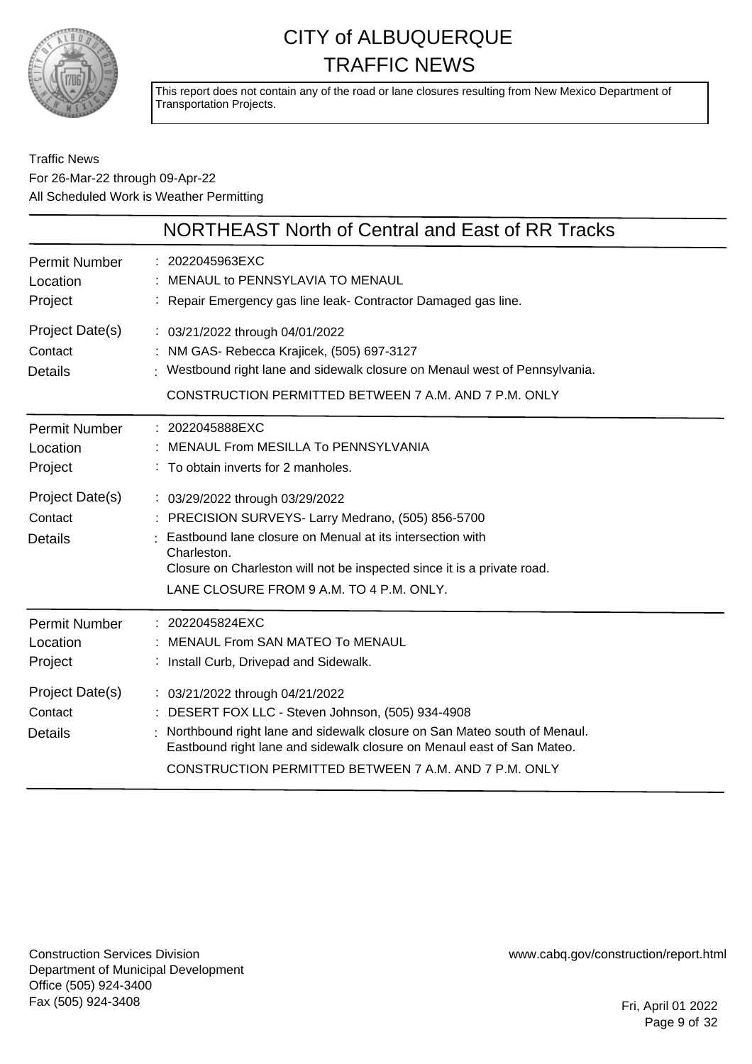# CITY of ALBUQUERQUE
# TRAFFIC NEWS

This report does not contain any of the road or lane closures resulting from New Mexico Department of Transportation Projects.

Traffic News
For 26-Mar-22 through 09-Apr-22
All Scheduled Work is Weather Permitting

## NORTHEAST North of Central and East of RR Tracks

| | |
|---|---|
| Permit Number | : 2022045963EXC |
| Location | : MENAUL to PENNSYLAVIA TO MENAUL |
| Project | : Repair Emergency gas line leak- Contractor Damaged gas line. |
| Project Date(s) | : 03/21/2022 through 04/01/2022 |
| Contact | : NM GAS- Rebecca Krajicek, (505) 697-3127 |
| Details | : Westbound right lane and sidewalk closure on Menaul west of Pennsylvania.<br>CONSTRUCTION PERMITTED BETWEEN 7 A.M. AND 7 P.M. ONLY |

| | |
|---|---|
| Permit Number | : 2022045888EXC |
| Location | : MENAUL From MESILLA To PENNSYLVANIA |
| Project | : To obtain inverts for 2 manholes. |
| Project Date(s) | : 03/29/2022 through 03/29/2022 |
| Contact | : PRECISION SURVEYS- Larry Medrano, (505) 856-5700 |
| Details | : Eastbound lane closure on Menual at its intersection with Charleston.<br>Closure on Charleston will not be inspected since it is a private road.<br>LANE CLOSURE FROM 9 A.M. TO 4 P.M. ONLY. |

| | |
|---|---|
| Permit Number | : 2022045824EXC |
| Location | : MENAUL From SAN MATEO To MENAUL |
| Project | : Install Curb, Drivepad and Sidewalk. |
| Project Date(s) | : 03/21/2022 through 04/21/2022 |
| Contact | : DESERT FOX LLC - Steven Johnson, (505) 934-4908 |
| Details | : Northbound right lane and sidewalk closure on San Mateo south of Menaul.<br>Eastbound right lane and sidewalk closure on Menaul east of San Mateo.<br>CONSTRUCTION PERMITTED BETWEEN 7 A.M. AND 7 P.M. ONLY |

Construction Services Division
Department of Municipal Development
Office (505) 924-3400
Fax (505) 924-3408

www.cabq.gov/construction/report.html

Fri, April 01 2022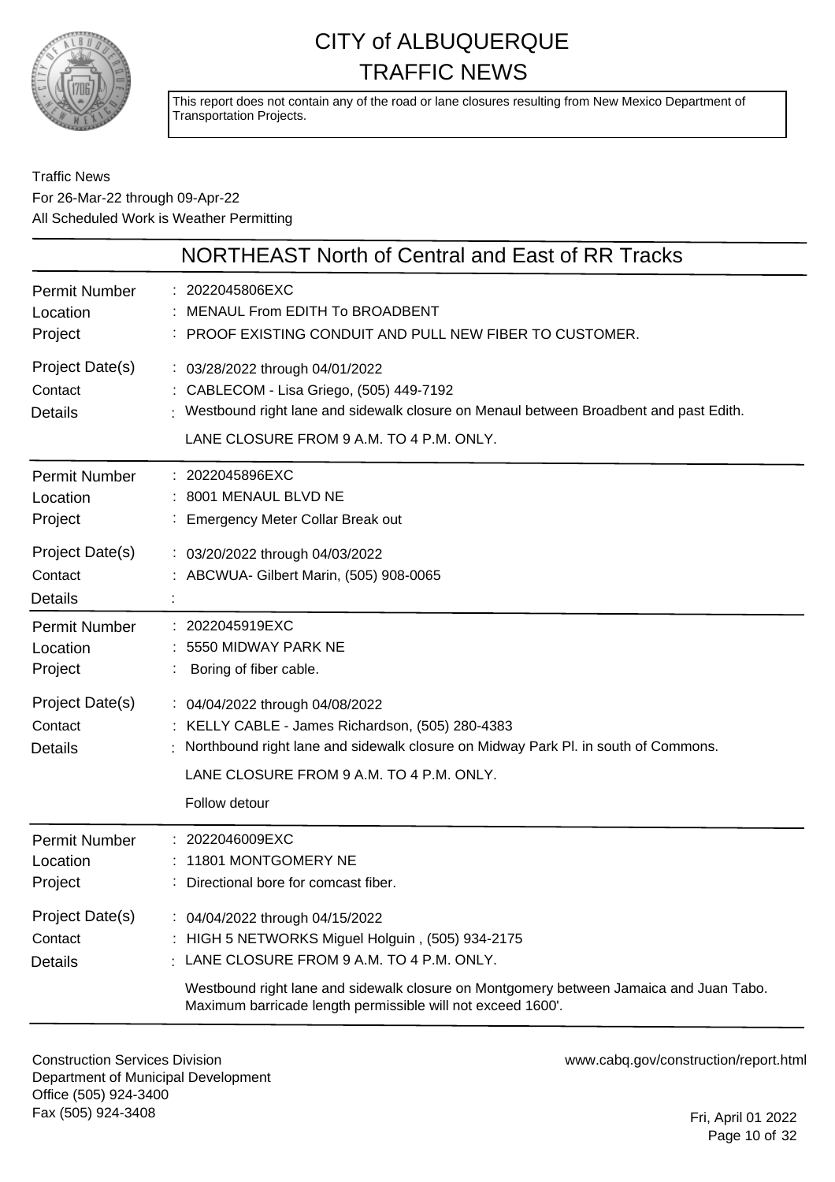# CITY of ALBUQUERQUE
# TRAFFIC NEWS

This report does not contain any of the road or lane closures resulting from New Mexico Department of Transportation Projects.

Traffic News
For 26-Mar-22 through 09-Apr-22
All Scheduled Work is Weather Permitting

## NORTHEAST North of Central and East of RR Tracks

| | |
|---|---|
| Permit Number | : 2022045806EXC |
| Location | : MENAUL From EDITH To BROADBENT |
| Project | : PROOF EXISTING CONDUIT AND PULL NEW FIBER TO CUSTOMER. |
| Project Date(s) | : 03/28/2022 through 04/01/2022 |
| Contact | : CABLECOM - Lisa Griego, (505) 449-7192 |
| Details | : Westbound right lane and sidewalk closure on Menaul between Broadbent and past Edith. LANE CLOSURE FROM 9 A.M. TO 4 P.M. ONLY. |

| | |
|---|---|
| Permit Number | : 2022045896EXC |
| Location | : 8001 MENAUL BLVD NE |
| Project | : Emergency Meter Collar Break out |
| Project Date(s) | : 03/20/2022 through 04/03/2022 |
| Contact | : ABCWUA- Gilbert Marin, (505) 908-0065 |
| Details | : |

| | |
|---|---|
| Permit Number | : 2022045919EXC |
| Location | : 5550 MIDWAY PARK NE |
| Project | : Boring of fiber cable. |
| Project Date(s) | : 04/04/2022 through 04/08/2022 |
| Contact | : KELLY CABLE - James Richardson, (505) 280-4383 |
| Details | : Northbound right lane and sidewalk closure on Midway Park Pl. in south of Commons. LANE CLOSURE FROM 9 A.M. TO 4 P.M. ONLY. Follow detour |

| | |
|---|---|
| Permit Number | : 2022046009EXC |
| Location | : 11801 MONTGOMERY NE |
| Project | : Directional bore for comcast fiber. |
| Project Date(s) | : 04/04/2022 through 04/15/2022 |
| Contact | : HIGH 5 NETWORKS Miguel Holguin , (505) 934-2175 |
| Details | : LANE CLOSURE FROM 9 A.M. TO 4 P.M. ONLY. Westbound right lane and sidewalk closure on Montgomery between Jamaica and Juan Tabo. Maximum barricade length permissible will not exceed 1600'. |

Construction Services Division
Department of Municipal Development
Office (505) 924-3400
Fax (505) 924-3408

www.cabq.gov/construction/report.html

Fri, April 01 2022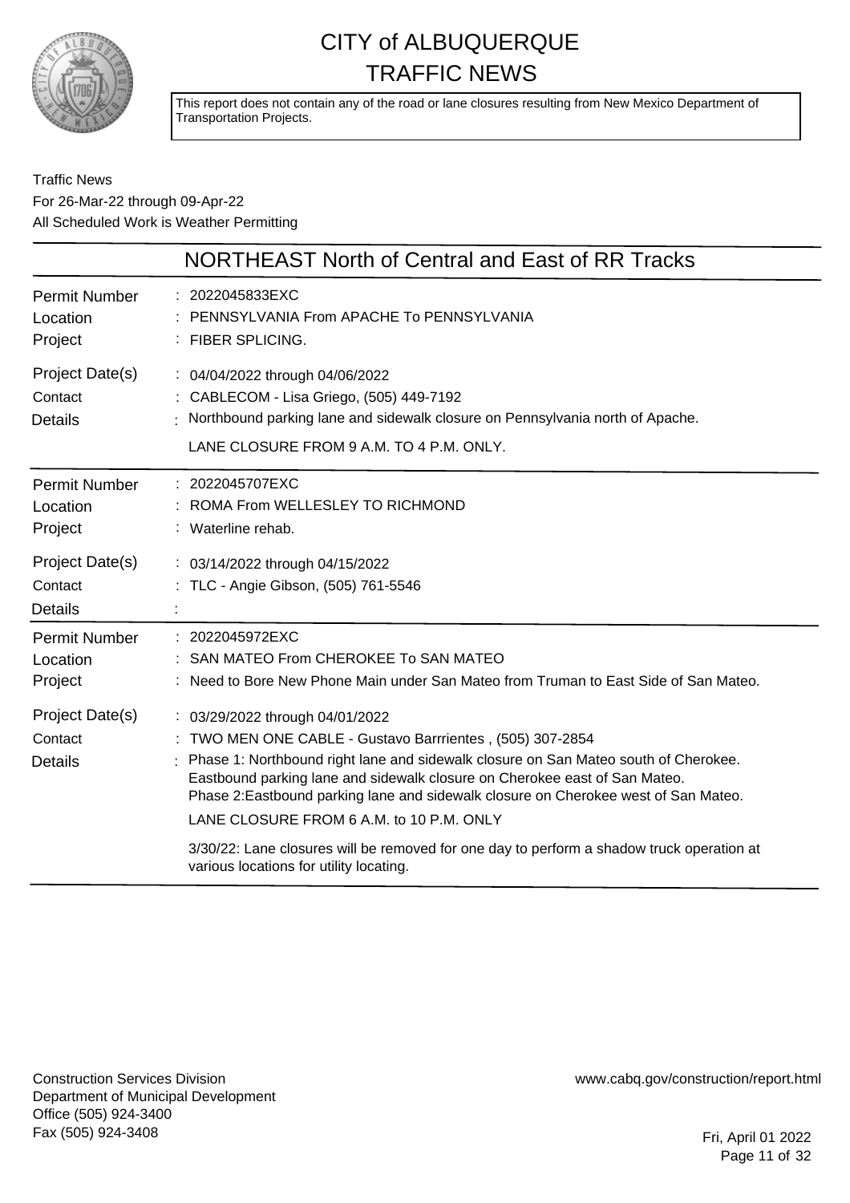# CITY of ALBUQUERQUE TRAFFIC NEWS

This report does not contain any of the road or lane closures resulting from New Mexico Department of Transportation Projects.

Traffic News
For 26-Mar-22 through 09-Apr-22
All Scheduled Work is Weather Permitting

## NORTHEAST North of Central and East of RR Tracks

| | |
|---|---|
| Permit Number | 2022045833EXC |
| Location | PENNSYLVANIA From APACHE To PENNSYLVANIA |
| Project | FIBER SPLICING. |
| Project Date(s) | 04/04/2022 through 04/06/2022 |
| Contact | CABLECOM - Lisa Griego, (505) 449-7192 |
| Details | Northbound parking lane and sidewalk closure on Pennsylvania north of Apache.<br>LANE CLOSURE FROM 9 A.M. TO 4 P.M. ONLY. |

| | |
|---|---|
| Permit Number | 2022045707EXC |
| Location | ROMA From WELLESLEY TO RICHMOND |
| Project | Waterline rehab. |
| Project Date(s) | 03/14/2022 through 04/15/2022 |
| Contact | TLC - Angie Gibson, (505) 761-5546 |
| Details | |

| | |
|---|---|
| Permit Number | 2022045972EXC |
| Location | SAN MATEO From CHEROKEE To SAN MATEO |
| Project | Need to Bore New Phone Main under San Mateo from Truman to East Side of San Mateo. |
| Project Date(s) | 03/29/2022 through 04/01/2022 |
| Contact | TWO MEN ONE CABLE - Gustavo Barrrientes , (505) 307-2854 |
| Details | Phase 1: Northbound right lane and sidewalk closure on San Mateo south of Cherokee. Eastbound parking lane and sidewalk closure on Cherokee east of San Mateo.<br>Phase 2:Eastbound parking lane and sidewalk closure on Cherokee west of San Mateo.<br>LANE CLOSURE FROM 6 A.M. to 10 P.M. ONLY<br>3/30/22: Lane closures will be removed for one day to perform a shadow truck operation at various locations for utility locating. |

Construction Services Division
Department of Municipal Development
Office (505) 924-3400
Fax (505) 924-3408

www.cabq.gov/construction/report.html

Fri, April 01 2022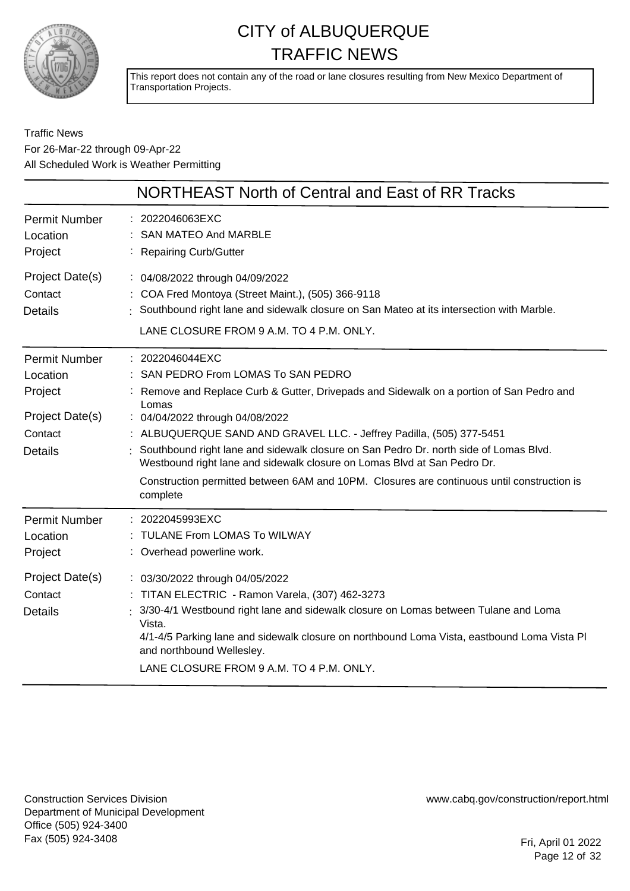# CITY of ALBUQUERQUE TRAFFIC NEWS

This report does not contain any of the road or lane closures resulting from New Mexico Department of Transportation Projects.

Traffic News
For 26-Mar-22 through 09-Apr-22
All Scheduled Work is Weather Permitting

## NORTHEAST North of Central and East of RR Tracks

| | |
|---|---|
| Permit Number | 2022046063EXC |
| Location | SAN MATEO And MARBLE |
| Project | Repairing Curb/Gutter |
| Project Date(s) | 04/08/2022 through 04/09/2022 |
| Contact | COA Fred Montoya (Street Maint.), (505) 366-9118 |
| Details | Southbound right lane and sidewalk closure on San Mateo at its intersection with Marble.<br>LANE CLOSURE FROM 9 A.M. TO 4 P.M. ONLY. |

| | |
|---|---|
| Permit Number | 2022046044EXC |
| Location | SAN PEDRO From LOMAS To SAN PEDRO |
| Project | Remove and Replace Curb & Gutter, Drivepads and Sidewalk on a portion of San Pedro and Lomas |
| Project Date(s) | 04/04/2022 through 04/08/2022 |
| Contact | ALBUQUERQUE SAND AND GRAVEL LLC. - Jeffrey Padilla, (505) 377-5451 |
| Details | Southbound right lane and sidewalk closure on San Pedro Dr. north side of Lomas Blvd. Westbound right lane and sidewalk closure on Lomas Blvd at San Pedro Dr.<br>Construction permitted between 6AM and 10PM. Closures are continuous until construction is complete |

| | |
|---|---|
| Permit Number | 2022045993EXC |
| Location | TULANE From LOMAS To WILWAY |
| Project | Overhead powerline work. |
| Project Date(s) | 03/30/2022 through 04/05/2022 |
| Contact | TITAN ELECTRIC - Ramon Varela, (307) 462-3273 |
| Details | 3/30-4/1 Westbound right lane and sidewalk closure on Lomas between Tulane and Loma Vista.<br>4/1-4/5 Parking lane and sidewalk closure on northbound Loma Vista, eastbound Loma Vista Pl and northbound Wellesley.<br>LANE CLOSURE FROM 9 A.M. TO 4 P.M. ONLY. |

Construction Services Division
Department of Municipal Development
Office (505) 924-3400
Fax (505) 924-3408

www.cabq.gov/construction/report.html

Fri, April 01 2022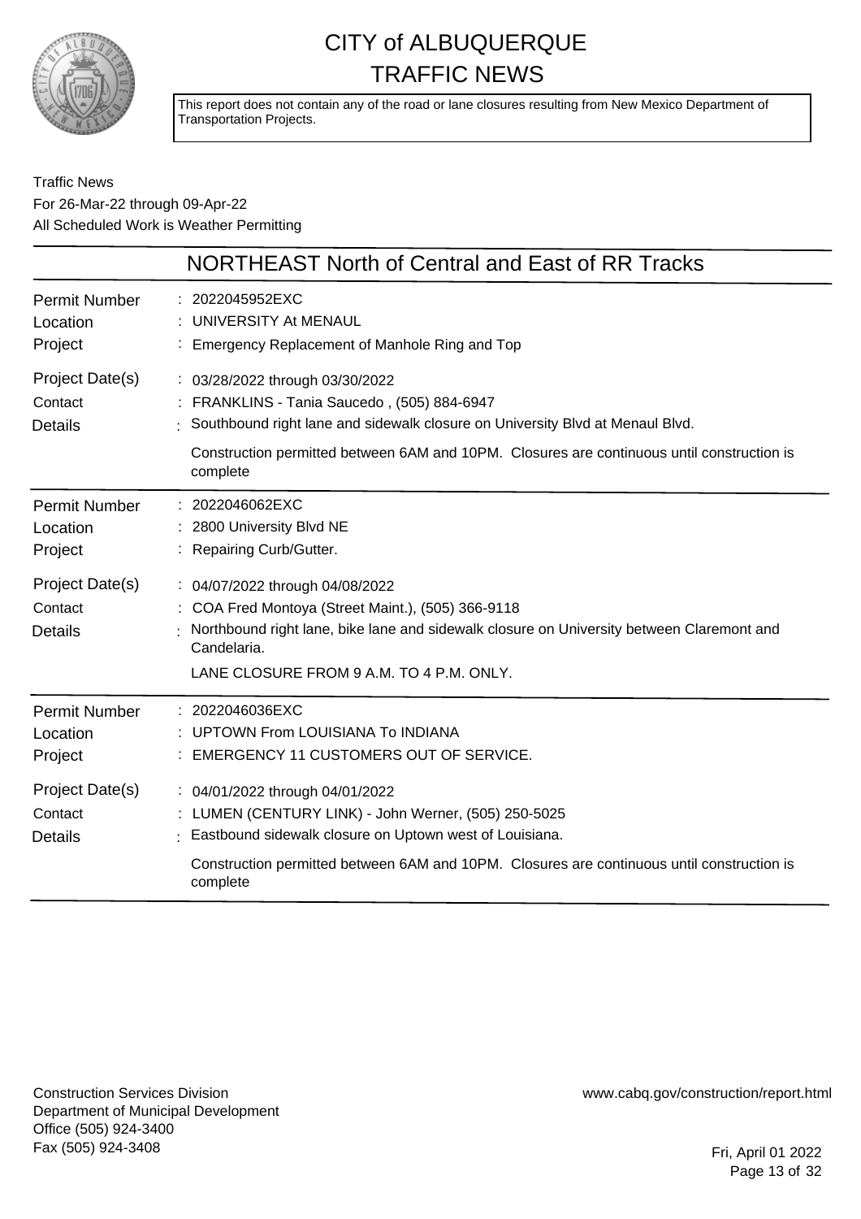# CITY of ALBUQUERQUE TRAFFIC NEWS

This report does not contain any of the road or lane closures resulting from New Mexico Department of Transportation Projects.

Traffic News
For 26-Mar-22 through 09-Apr-22
All Scheduled Work is Weather Permitting

## NORTHEAST North of Central and East of RR Tracks

| | |
|---|---|
| Permit Number | 2022045952EXC |
| Location | UNIVERSITY At MENAUL |
| Project | Emergency Replacement of Manhole Ring and Top |
| Project Date(s) | 03/28/2022 through 03/30/2022 |
| Contact | FRANKLINS - Tania Saucedo , (505) 884-6947 |
| Details | Southbound right lane and sidewalk closure on University Blvd at Menaul Blvd.<br>Construction permitted between 6AM and 10PM. Closures are continuous until construction is complete |

| | |
|---|---|
| Permit Number | 2022046062EXC |
| Location | 2800 University Blvd NE |
| Project | Repairing Curb/Gutter. |
| Project Date(s) | 04/07/2022 through 04/08/2022 |
| Contact | COA Fred Montoya (Street Maint.), (505) 366-9118 |
| Details | Northbound right lane, bike lane and sidewalk closure on University between Claremont and Candelaria.<br>LANE CLOSURE FROM 9 A.M. TO 4 P.M. ONLY. |

| | |
|---|---|
| Permit Number | 2022046036EXC |
| Location | UPTOWN From LOUISIANA To INDIANA |
| Project | EMERGENCY 11 CUSTOMERS OUT OF SERVICE. |
| Project Date(s) | 04/01/2022 through 04/01/2022 |
| Contact | LUMEN (CENTURY LINK) - John Werner, (505) 250-5025 |
| Details | Eastbound sidewalk closure on Uptown west of Louisiana.<br>Construction permitted between 6AM and 10PM. Closures are continuous until construction is complete |

Construction Services Division
Department of Municipal Development
Office (505) 924-3400
Fax (505) 924-3408

www.cabq.gov/construction/report.html

Fri, April 01 2022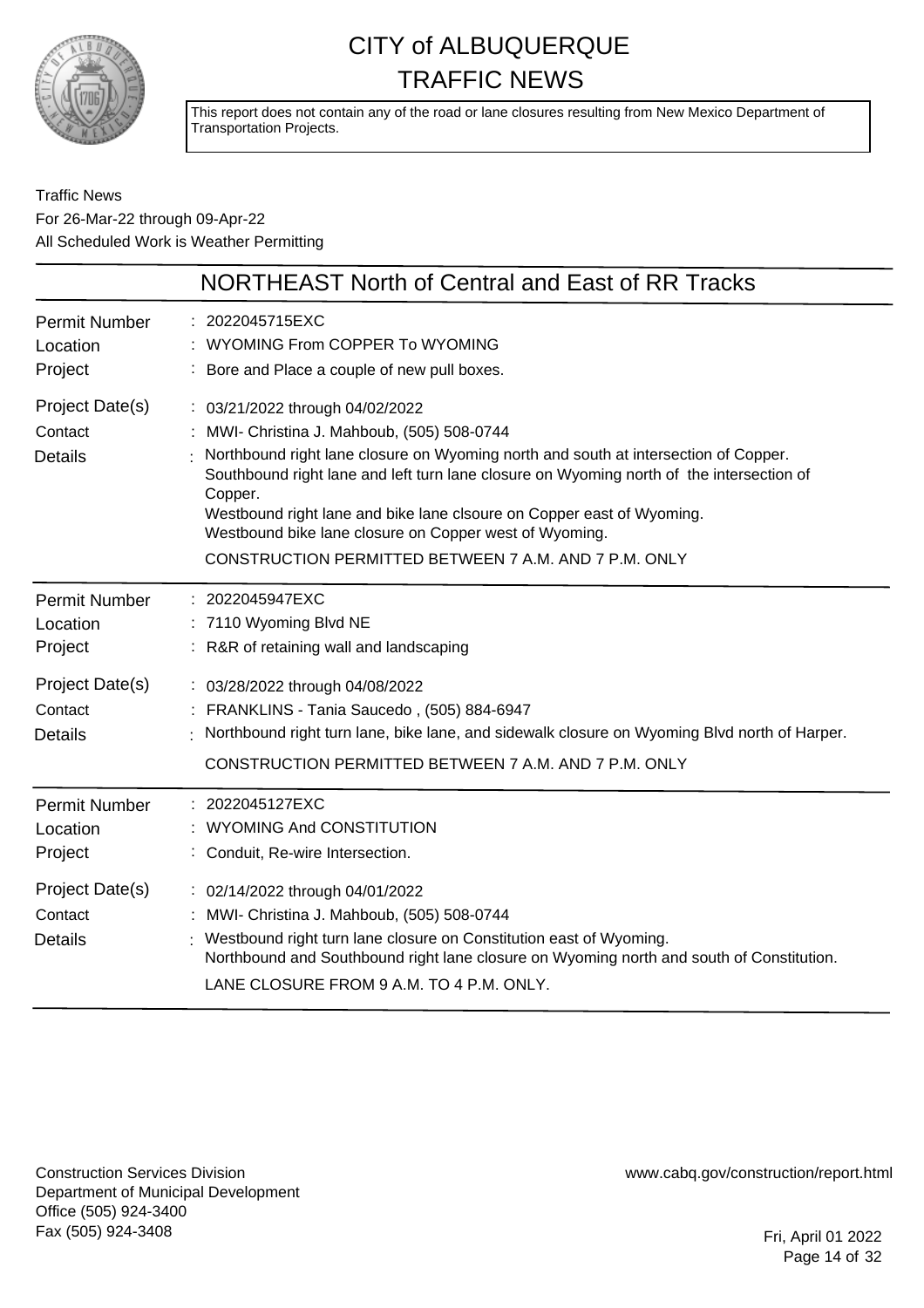# CITY of ALBUQUERQUE
# TRAFFIC NEWS

This report does not contain any of the road or lane closures resulting from New Mexico Department of Transportation Projects.

Traffic News
For 26-Mar-22 through 09-Apr-22
All Scheduled Work is Weather Permitting

## NORTHEAST North of Central and East of RR Tracks

**Permit Number** : 2022045715EXC
**Location** : WYOMING From COPPER To WYOMING
**Project** : Bore and Place a couple of new pull boxes.
**Project Date(s)** : 03/21/2022 through 04/02/2022
**Contact** : MWI- Christina J. Mahboub, (505) 508-0744
**Details** : Northbound right lane closure on Wyoming north and south at intersection of Copper.
Southbound right lane and left turn lane closure on Wyoming north of the intersection of Copper.
Westbound right lane and bike lane clsoure on Copper east of Wyoming.
Westbound bike lane closure on Copper west of Wyoming.
CONSTRUCTION PERMITTED BETWEEN 7 A.M. AND 7 P.M. ONLY

---

**Permit Number** : 2022045947EXC
**Location** : 7110 Wyoming Blvd NE
**Project** : R&R of retaining wall and landscaping
**Project Date(s)** : 03/28/2022 through 04/08/2022
**Contact** : FRANKLINS - Tania Saucedo , (505) 884-6947
**Details** : Northbound right turn lane, bike lane, and sidewalk closure on Wyoming Blvd north of Harper.
CONSTRUCTION PERMITTED BETWEEN 7 A.M. AND 7 P.M. ONLY

---

**Permit Number** : 2022045127EXC
**Location** : WYOMING And CONSTITUTION
**Project** : Conduit, Re-wire Intersection.
**Project Date(s)** : 02/14/2022 through 04/01/2022
**Contact** : MWI- Christina J. Mahboub, (505) 508-0744
**Details** : Westbound right turn lane closure on Constitution east of Wyoming.
Northbound and Southbound right lane closure on Wyoming north and south of Constitution.
LANE CLOSURE FROM 9 A.M. TO 4 P.M. ONLY.

---

Construction Services Division
Department of Municipal Development
Office (505) 924-3400
Fax (505) 924-3408

www.cabq.gov/construction/report.html

Fri, April 01 2022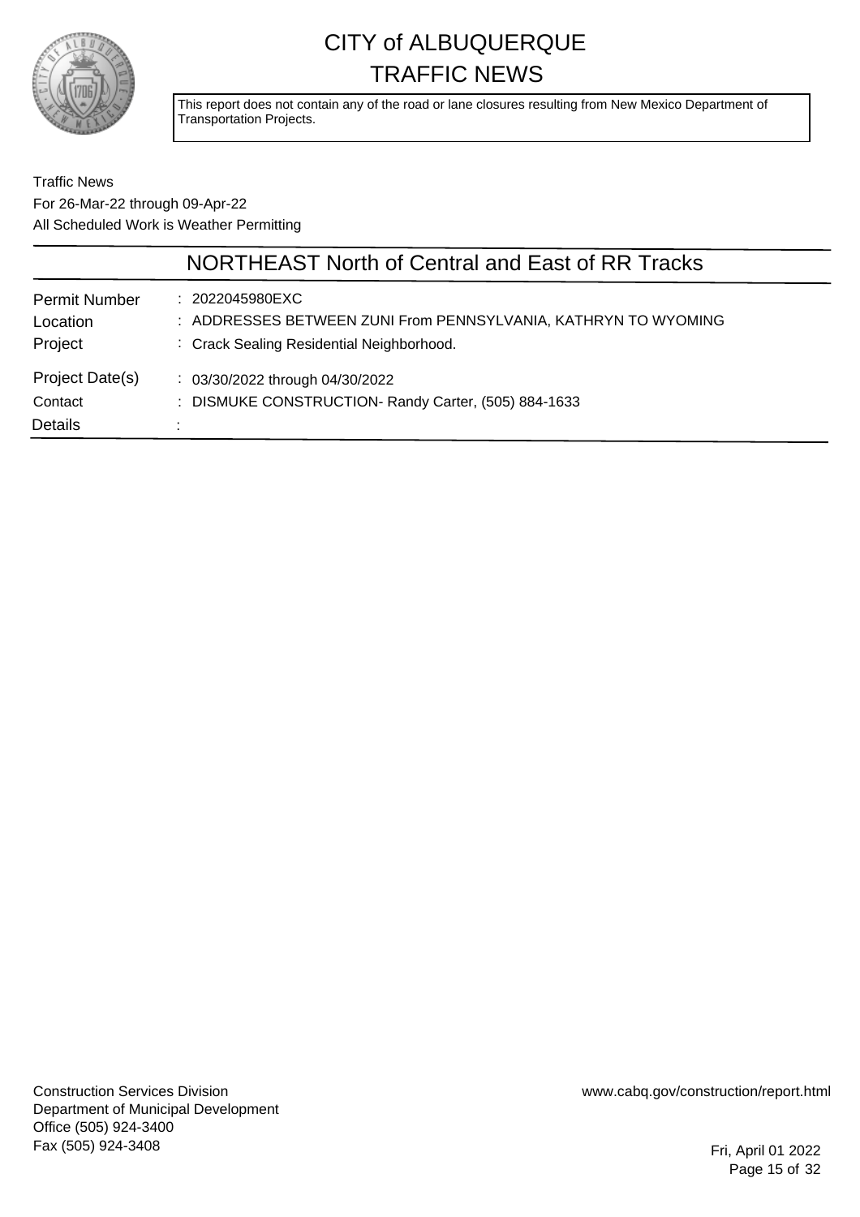# CITY of ALBUQUERQUE
# TRAFFIC NEWS

This report does not contain any of the road or lane closures resulting from New Mexico Department of Transportation Projects.

Traffic News
For 26-Mar-22 through 09-Apr-22
All Scheduled Work is Weather Permitting

## NORTHEAST North of Central and East of RR Tracks

| | |
|---|---|
| Permit Number | : 2022045980EXC |
| Location | : ADDRESSES BETWEEN ZUNI From PENNSYLVANIA, KATHRYN TO WYOMING |
| Project | : Crack Sealing Residential Neighborhood. |
| Project Date(s) | : 03/30/2022 through 04/30/2022 |
| Contact | : DISMUKE CONSTRUCTION- Randy Carter, (505) 884-1633 |
| Details | : |

Construction Services Division
Department of Municipal Development
Office (505) 924-3400
Fax (505) 924-3408

www.cabq.gov/construction/report.html

Fri, April 01 2022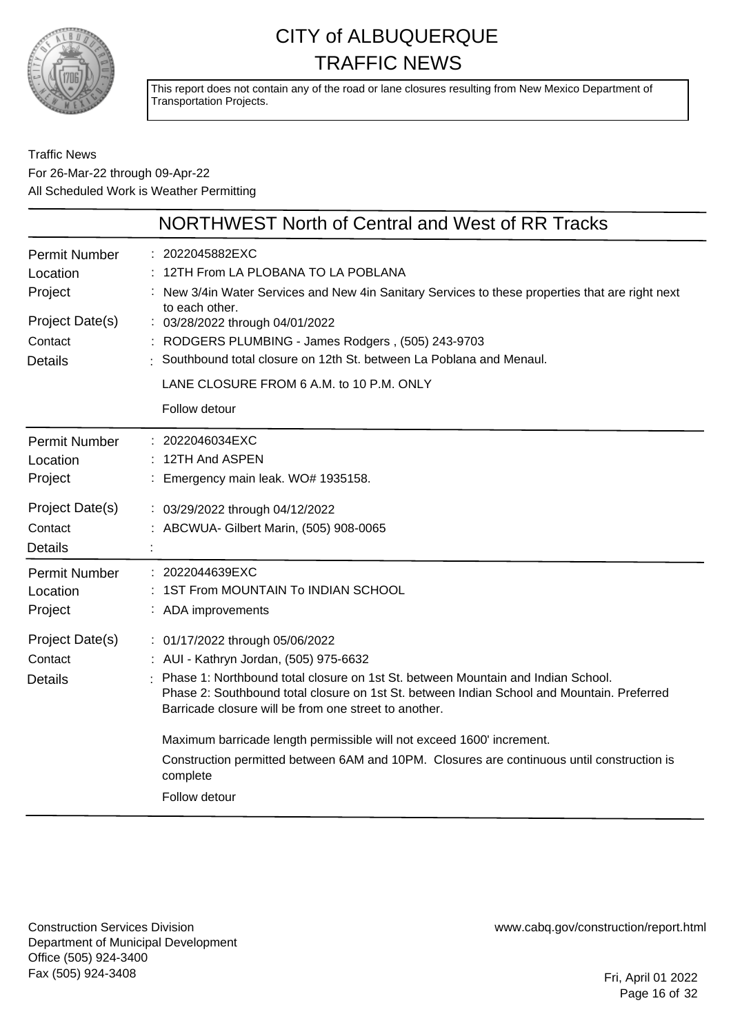# CITY of ALBUQUERQUE TRAFFIC NEWS

This report does not contain any of the road or lane closures resulting from New Mexico Department of Transportation Projects.

Traffic News
For 26-Mar-22 through 09-Apr-22
All Scheduled Work is Weather Permitting

## NORTHWEST North of Central and West of RR Tracks

| | |
|---|---|
| Permit Number | 2022045882EXC |
| Location | 12TH From LA PLOBANA TO LA POBLANA |
| Project | New 3/4in Water Services and New 4in Sanitary Services to these properties that are right next to each other. |
| Project Date(s) | 03/28/2022 through 04/01/2022 |
| Contact | RODGERS PLUMBING - James Rodgers , (505) 243-9703 |
| Details | Southbound total closure on 12th St. between La Poblana and Menaul.<br><br>LANE CLOSURE FROM 6 A.M. to 10 P.M. ONLY<br><br>Follow detour |

| | |
|---|---|
| Permit Number | 2022046034EXC |
| Location | 12TH And ASPEN |
| Project | Emergency main leak. WO# 1935158. |
| Project Date(s) | 03/29/2022 through 04/12/2022 |
| Contact | ABCWUA- Gilbert Marin, (505) 908-0065 |
| Details | |

| | |
|---|---|
| Permit Number | 2022044639EXC |
| Location | 1ST From MOUNTAIN To INDIAN SCHOOL |
| Project | ADA improvements |
| Project Date(s) | 01/17/2022 through 05/06/2022 |
| Contact | AUI - Kathryn Jordan, (505) 975-6632 |
| Details | Phase 1: Northbound total closure on 1st St. between Mountain and Indian School.<br>Phase 2: Southbound total closure on 1st St. between Indian School and Mountain. Preferred Barricade closure will be from one street to another.<br><br>Maximum barricade length permissible will not exceed 1600' increment.<br><br>Construction permitted between 6AM and 10PM. Closures are continuous until construction is complete<br><br>Follow detour |

Construction Services Division
Department of Municipal Development
Office (505) 924-3400
Fax (505) 924-3408

www.cabq.gov/construction/report.html

Fri, April 01 2022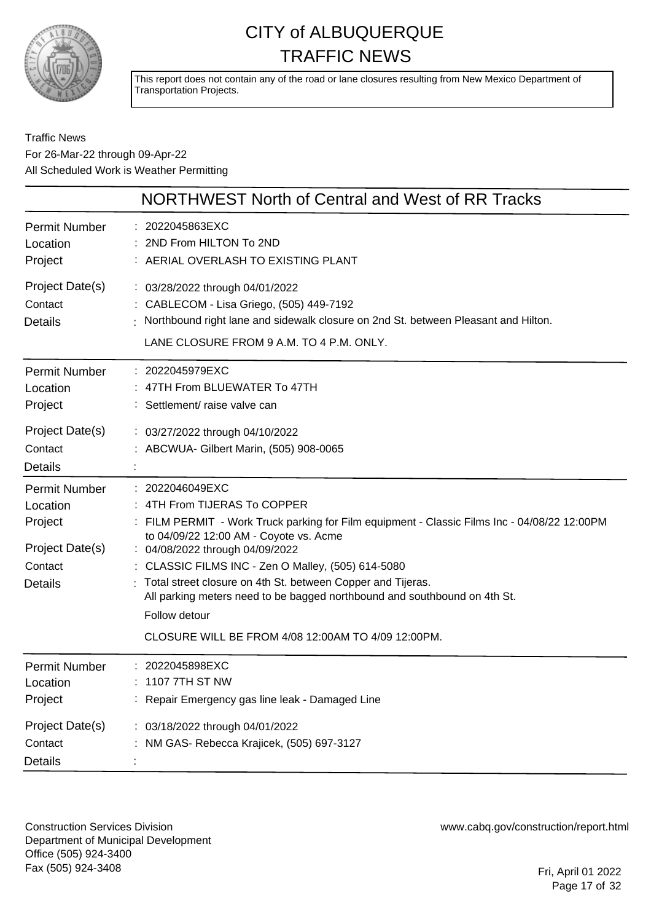# CITY of ALBUQUERQUE
# TRAFFIC NEWS

This report does not contain any of the road or lane closures resulting from New Mexico Department of Transportation Projects.

Traffic News
For 26-Mar-22 through 09-Apr-22
All Scheduled Work is Weather Permitting

## NORTHWEST North of Central and West of RR Tracks

| | |
|---|---|
| Permit Number | : 2022045863EXC |
| Location | : 2ND From HILTON To 2ND |
| Project | : AERIAL OVERLASH TO EXISTING PLANT |
| Project Date(s) | : 03/28/2022 through 04/01/2022 |
| Contact | : CABLECOM - Lisa Griego, (505) 449-7192 |
| Details | : Northbound right lane and sidewalk closure on 2nd St. between Pleasant and Hilton.<br>LANE CLOSURE FROM 9 A.M. TO 4 P.M. ONLY. |

| | |
|---|---|
| Permit Number | : 2022045979EXC |
| Location | : 47TH From BLUEWATER To 47TH |
| Project | : Settlement/ raise valve can |
| Project Date(s) | : 03/27/2022 through 04/10/2022 |
| Contact | : ABCWUA- Gilbert Marin, (505) 908-0065 |
| Details | : |

| | |
|---|---|
| Permit Number | : 2022046049EXC |
| Location | : 4TH From TIJERAS To COPPER |
| Project | : FILM PERMIT - Work Truck parking for Film equipment - Classic Films Inc - 04/08/22 12:00PM to 04/09/22 12:00 AM - Coyote vs. Acme |
| Project Date(s) | : 04/08/2022 through 04/09/2022 |
| Contact | : CLASSIC FILMS INC - Zen O Malley, (505) 614-5080 |
| Details | : Total street closure on 4th St. between Copper and Tijeras.<br>All parking meters need to be bagged northbound and southbound on 4th St.<br>Follow detour<br>CLOSURE WILL BE FROM 4/08 12:00AM TO 4/09 12:00PM. |

| | |
|---|---|
| Permit Number | : 2022045898EXC |
| Location | : 1107 7TH ST NW |
| Project | : Repair Emergency gas line leak - Damaged Line |
| Project Date(s) | : 03/18/2022 through 04/01/2022 |
| Contact | : NM GAS- Rebecca Krajicek, (505) 697-3127 |
| Details | : |

Construction Services Division
Department of Municipal Development
Office (505) 924-3400
Fax (505) 924-3408

www.cabq.gov/construction/report.html

Fri, April 01 2022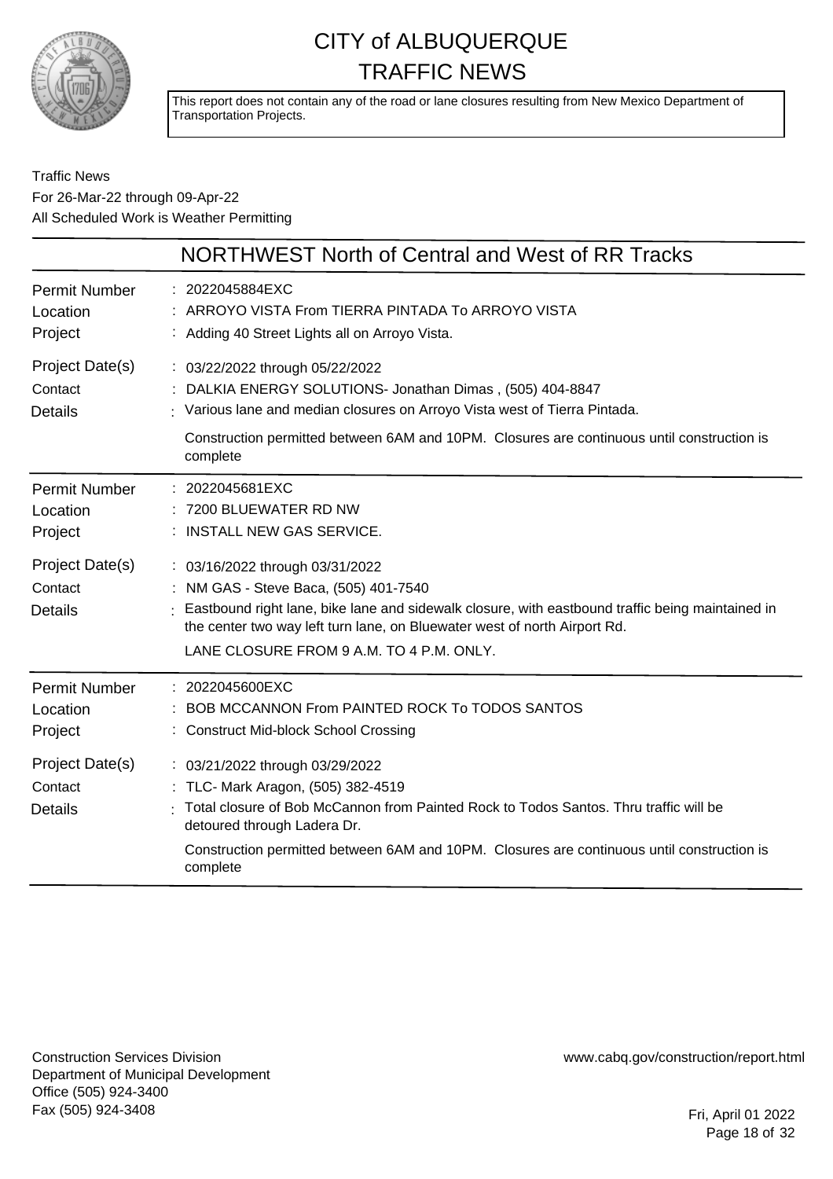# CITY of ALBUQUERQUE TRAFFIC NEWS

This report does not contain any of the road or lane closures resulting from New Mexico Department of Transportation Projects.

Traffic News
For 26-Mar-22 through 09-Apr-22
All Scheduled Work is Weather Permitting

## NORTHWEST North of Central and West of RR Tracks

| | |
|---|---|
| Permit Number | 2022045884EXC |
| Location | ARROYO VISTA From TIERRA PINTADA To ARROYO VISTA |
| Project | Adding 40 Street Lights all on Arroyo Vista. |
| Project Date(s) | 03/22/2022 through 05/22/2022 |
| Contact | DALKIA ENERGY SOLUTIONS- Jonathan Dimas , (505) 404-8847 |
| Details | Various lane and median closures on Arroyo Vista west of Tierra Pintada. Construction permitted between 6AM and 10PM. Closures are continuous until construction is complete |

| | |
|---|---|
| Permit Number | 2022045681EXC |
| Location | 7200 BLUEWATER RD NW |
| Project | INSTALL NEW GAS SERVICE. |
| Project Date(s) | 03/16/2022 through 03/31/2022 |
| Contact | NM GAS - Steve Baca, (505) 401-7540 |
| Details | Eastbound right lane, bike lane and sidewalk closure, with eastbound traffic being maintained in the center two way left turn lane, on Bluewater west of north Airport Rd. LANE CLOSURE FROM 9 A.M. TO 4 P.M. ONLY. |

| | |
|---|---|
| Permit Number | 2022045600EXC |
| Location | BOB MCCANNON From PAINTED ROCK To TODOS SANTOS |
| Project | Construct Mid-block School Crossing |
| Project Date(s) | 03/21/2022 through 03/29/2022 |
| Contact | TLC- Mark Aragon, (505) 382-4519 |
| Details | Total closure of Bob McCannon from Painted Rock to Todos Santos. Thru traffic will be detoured through Ladera Dr. Construction permitted between 6AM and 10PM. Closures are continuous until construction is complete |

Construction Services Division
Department of Municipal Development
Office (505) 924-3400
Fax (505) 924-3408

www.cabq.gov/construction/report.html

Fri, April 01 2022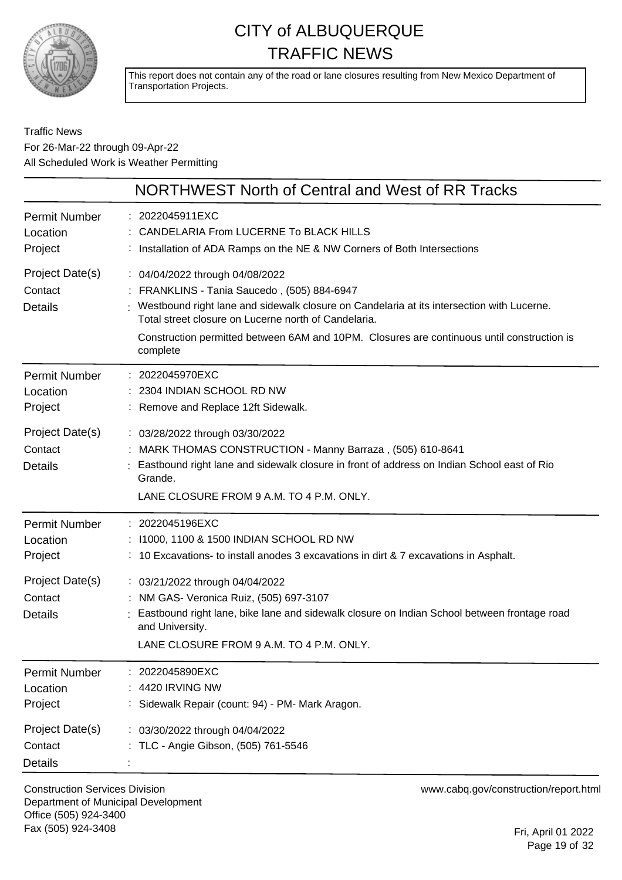# CITY of ALBUQUERQUE
# TRAFFIC NEWS

This report does not contain any of the road or lane closures resulting from New Mexico Department of Transportation Projects.

Traffic News
For 26-Mar-22 through 09-Apr-22
All Scheduled Work is Weather Permitting

## NORTHWEST North of Central and West of RR Tracks

| | |
|---|---|
| Permit Number | : 2022045911EXC |
| Location | : CANDELARIA From LUCERNE To BLACK HILLS |
| Project | : Installation of ADA Ramps on the NE & NW Corners of Both Intersections |
| Project Date(s) | : 04/04/2022 through 04/08/2022 |
| Contact | : FRANKLINS - Tania Saucedo , (505) 884-6947 |
| Details | : Westbound right lane and sidewalk closure on Candelaria at its intersection with Lucerne. Total street closure on Lucerne north of Candelaria.<br><br>Construction permitted between 6AM and 10PM. Closures are continuous until construction is complete |

| | |
|---|---|
| Permit Number | : 2022045970EXC |
| Location | : 2304 INDIAN SCHOOL RD NW |
| Project | : Remove and Replace 12ft Sidewalk. |
| Project Date(s) | : 03/28/2022 through 03/30/2022 |
| Contact | : MARK THOMAS CONSTRUCTION - Manny Barraza , (505) 610-8641 |
| Details | : Eastbound right lane and sidewalk closure in front of address on Indian School east of Rio Grande.<br><br>LANE CLOSURE FROM 9 A.M. TO 4 P.M. ONLY. |

| | |
|---|---|
| Permit Number | : 2022045196EXC |
| Location | : I1000, 1100 & 1500 INDIAN SCHOOL RD NW |
| Project | : 10 Excavations- to install anodes 3 excavations in dirt & 7 excavations in Asphalt. |
| Project Date(s) | : 03/21/2022 through 04/04/2022 |
| Contact | : NM GAS- Veronica Ruiz, (505) 697-3107 |
| Details | : Eastbound right lane, bike lane and sidewalk closure on Indian School between frontage road and University.<br><br>LANE CLOSURE FROM 9 A.M. TO 4 P.M. ONLY. |

| | |
|---|---|
| Permit Number | : 2022045890EXC |
| Location | : 4420 IRVING NW |
| Project | : Sidewalk Repair (count: 94) - PM- Mark Aragon. |
| Project Date(s) | : 03/30/2022 through 04/04/2022 |
| Contact | : TLC - Angie Gibson, (505) 761-5546 |
| Details | : |

Construction Services Division
Department of Municipal Development
Office (505) 924-3400
Fax (505) 924-3408

www.cabq.gov/construction/report.html

Fri, April 01 2022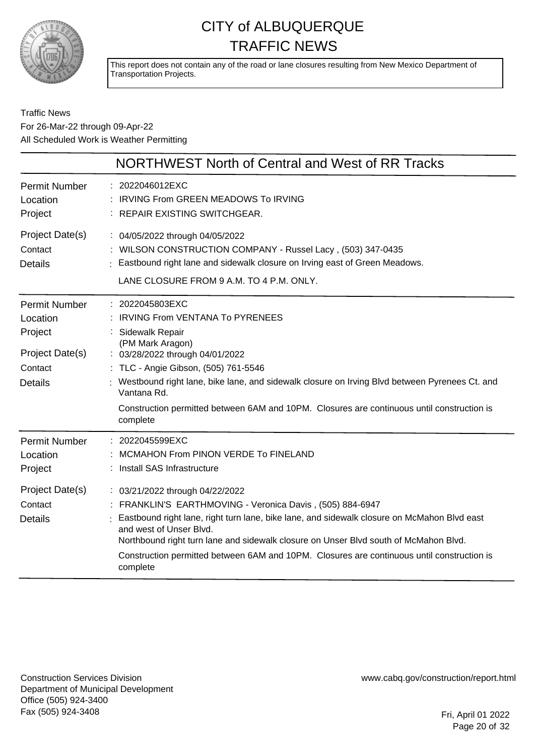# CITY of ALBUQUERQUE TRAFFIC NEWS

This report does not contain any of the road or lane closures resulting from New Mexico Department of Transportation Projects.

Traffic News
For 26-Mar-22 through 09-Apr-22
All Scheduled Work is Weather Permitting

## NORTHWEST North of Central and West of RR Tracks

**Permit Number** : 2022046012EXC
**Location** : IRVING From GREEN MEADOWS To IRVING
**Project** : REPAIR EXISTING SWITCHGEAR.
**Project Date(s)** : 04/05/2022 through 04/05/2022
**Contact** : WILSON CONSTRUCTION COMPANY - Russel Lacy , (503) 347-0435
**Details** : Eastbound right lane and sidewalk closure on Irving east of Green Meadows.

LANE CLOSURE FROM 9 A.M. TO 4 P.M. ONLY.

---

**Permit Number** : 2022045803EXC
**Location** : IRVING From VENTANA To PYRENEES
**Project** : Sidewalk Repair
(PM Mark Aragon)
**Project Date(s)** : 03/28/2022 through 04/01/2022
**Contact** : TLC - Angie Gibson, (505) 761-5546
**Details** : Westbound right lane, bike lane, and sidewalk closure on Irving Blvd between Pyrenees Ct. and Vantana Rd.

Construction permitted between 6AM and 10PM. Closures are continuous until construction is complete

---

**Permit Number** : 2022045599EXC
**Location** : MCMAHON From PINON VERDE To FINELAND
**Project** : Install SAS Infrastructure
**Project Date(s)** : 03/21/2022 through 04/22/2022
**Contact** : FRANKLIN'S EARTHMOVING - Veronica Davis , (505) 884-6947
**Details** : Eastbound right lane, right turn lane, bike lane, and sidewalk closure on McMahon Blvd east and west of Unser Blvd.
Northbound right turn lane and sidewalk closure on Unser Blvd south of McMahon Blvd.

Construction permitted between 6AM and 10PM. Closures are continuous until construction is complete

---

Construction Services Division
Department of Municipal Development
Office (505) 924-3400
Fax (505) 924-3408

www.cabq.gov/construction/report.html

Fri, April 01 2022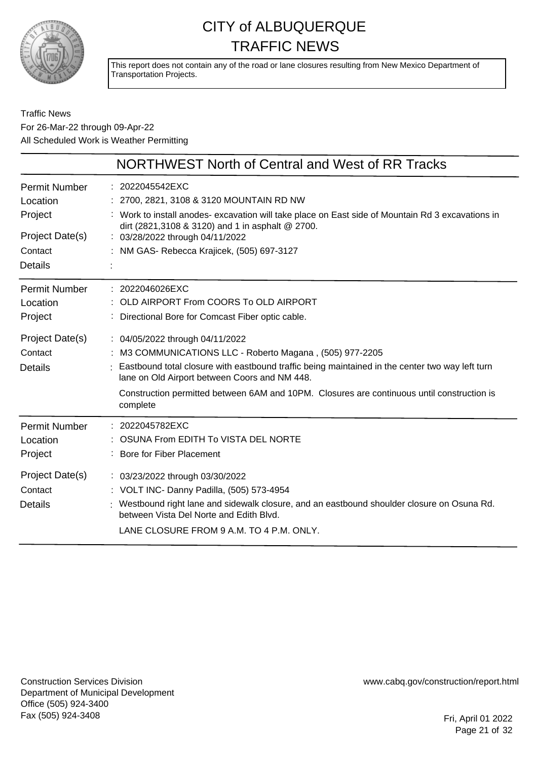# CITY of ALBUQUERQUE TRAFFIC NEWS

This report does not contain any of the road or lane closures resulting from New Mexico Department of Transportation Projects.

Traffic News
For 26-Mar-22 through 09-Apr-22
All Scheduled Work is Weather Permitting

## NORTHWEST North of Central and West of RR Tracks

| | |
|---|---|
| Permit Number | : 2022045542EXC |
| Location | : 2700, 2821, 3108 & 3120 MOUNTAIN RD NW |
| Project | : Work to install anodes- excavation will take place on East side of Mountain Rd 3 excavations in dirt (2821,3108 & 3120) and 1 in asphalt @ 2700. |
| Project Date(s) | : 03/28/2022 through 04/11/2022 |
| Contact | : NM GAS- Rebecca Krajicek, (505) 697-3127 |
| Details | : |

| | |
|---|---|
| Permit Number | : 2022046026EXC |
| Location | : OLD AIRPORT From COORS To OLD AIRPORT |
| Project | : Directional Bore for Comcast Fiber optic cable. |
| Project Date(s) | : 04/05/2022 through 04/11/2022 |
| Contact | : M3 COMMUNICATIONS LLC - Roberto Magana , (505) 977-2205 |
| Details | : Eastbound total closure with eastbound traffic being maintained in the center two way left turn lane on Old Airport between Coors and NM 448. Construction permitted between 6AM and 10PM. Closures are continuous until construction is complete |

| | |
|---|---|
| Permit Number | : 2022045782EXC |
| Location | : OSUNA From EDITH To VISTA DEL NORTE |
| Project | : Bore for Fiber Placement |
| Project Date(s) | : 03/23/2022 through 03/30/2022 |
| Contact | : VOLT INC- Danny Padilla, (505) 573-4954 |
| Details | : Westbound right lane and sidewalk closure, and an eastbound shoulder closure on Osuna Rd. between Vista Del Norte and Edith Blvd. LANE CLOSURE FROM 9 A.M. TO 4 P.M. ONLY. |

Construction Services Division
Department of Municipal Development
Office (505) 924-3400
Fax (505) 924-3408

www.cabq.gov/construction/report.html

Fri, April 01 2022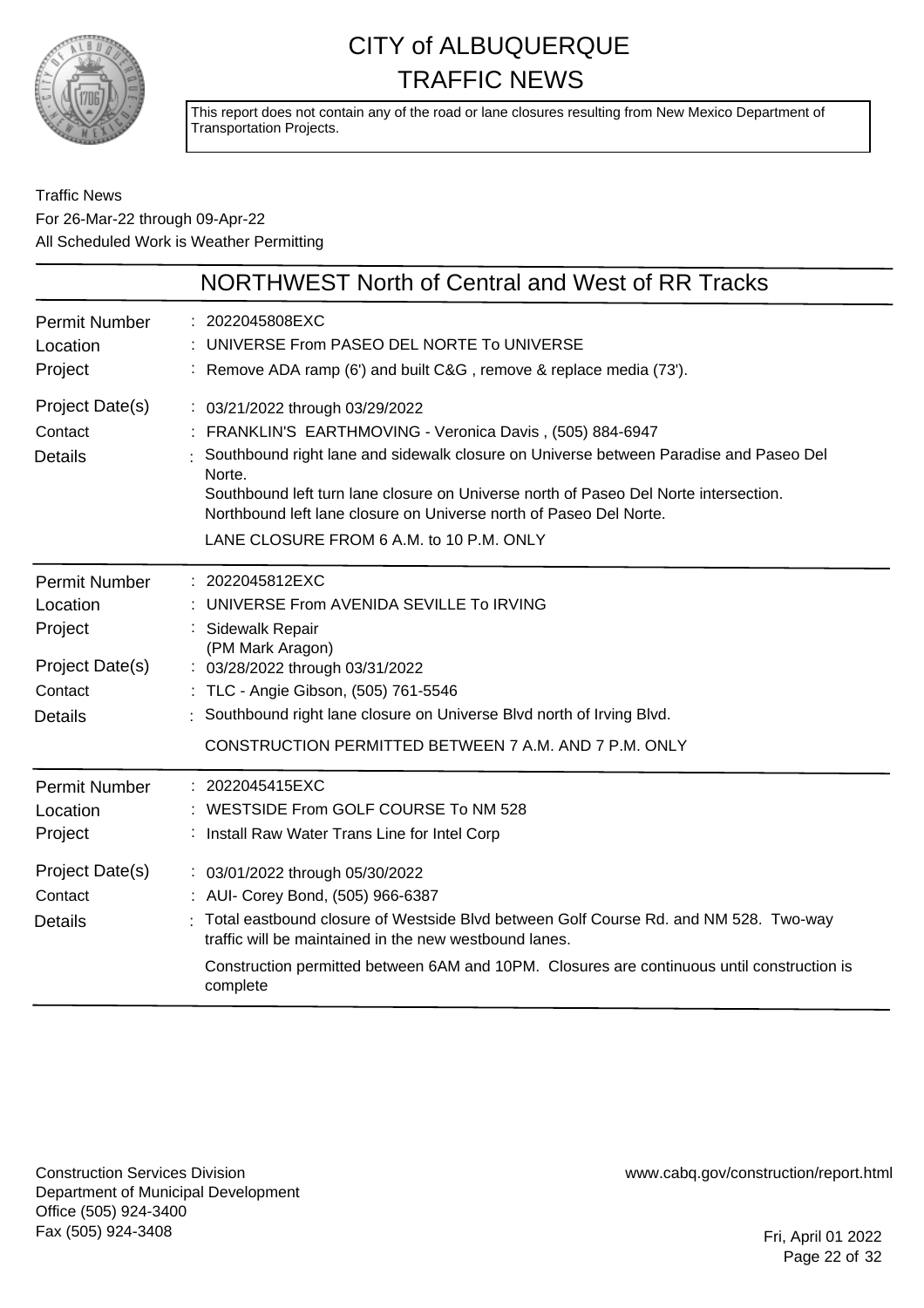# CITY of ALBUQUERQUE
# TRAFFIC NEWS

This report does not contain any of the road or lane closures resulting from New Mexico Department of Transportation Projects.

Traffic News
For 26-Mar-22 through 09-Apr-22
All Scheduled Work is Weather Permitting

## NORTHWEST North of Central and West of RR Tracks

| | |
|---|---|
| Permit Number | 2022045808EXC |
| Location | UNIVERSE From PASEO DEL NORTE To UNIVERSE |
| Project | Remove ADA ramp (6') and built C&G , remove & replace media (73'). |
| Project Date(s) | 03/21/2022 through 03/29/2022 |
| Contact | FRANKLIN'S EARTHMOVING - Veronica Davis , (505) 884-6947 |
| Details | Southbound right lane and sidewalk closure on Universe between Paradise and Paseo Del Norte.<br>Southbound left turn lane closure on Universe north of Paseo Del Norte intersection.<br>Northbound left lane closure on Universe north of Paseo Del Norte.<br>LANE CLOSURE FROM 6 A.M. to 10 P.M. ONLY |

| | |
|---|---|
| Permit Number | 2022045812EXC |
| Location | UNIVERSE From AVENIDA SEVILLE To IRVING |
| Project | Sidewalk Repair<br>(PM Mark Aragon) |
| Project Date(s) | 03/28/2022 through 03/31/2022 |
| Contact | TLC - Angie Gibson, (505) 761-5546 |
| Details | Southbound right lane closure on Universe Blvd north of Irving Blvd.<br>CONSTRUCTION PERMITTED BETWEEN 7 A.M. AND 7 P.M. ONLY |

| | |
|---|---|
| Permit Number | 2022045415EXC |
| Location | WESTSIDE From GOLF COURSE To NM 528 |
| Project | Install Raw Water Trans Line for Intel Corp |
| Project Date(s) | 03/01/2022 through 05/30/2022 |
| Contact | AUI- Corey Bond, (505) 966-6387 |
| Details | Total eastbound closure of Westside Blvd between Golf Course Rd. and NM 528. Two-way traffic will be maintained in the new westbound lanes.<br>Construction permitted between 6AM and 10PM. Closures are continuous until construction is complete |

Construction Services Division
Department of Municipal Development
Office (505) 924-3400
Fax (505) 924-3408

www.cabq.gov/construction/report.html

Fri, April 01 2022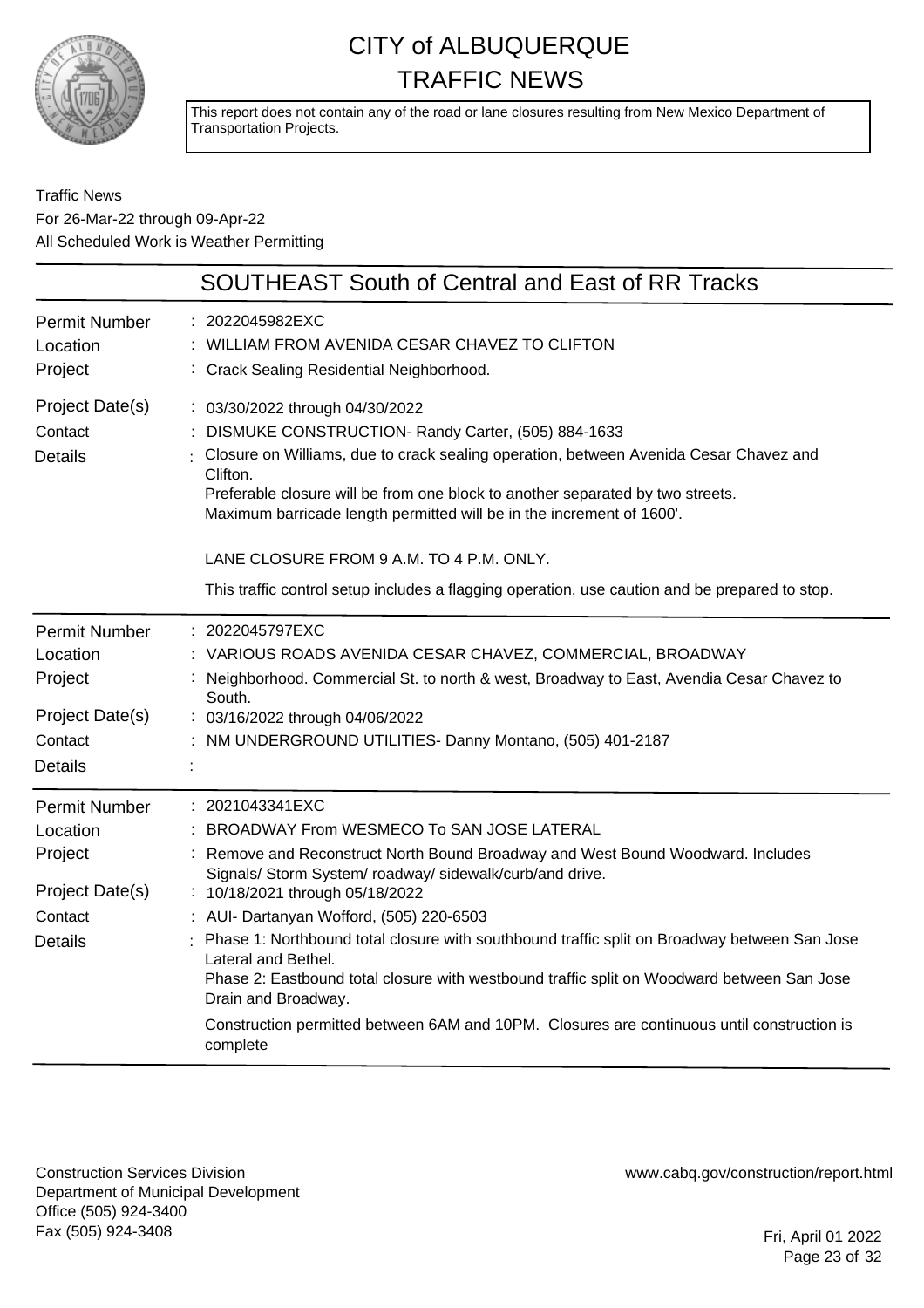# CITY of ALBUQUERQUE
# TRAFFIC NEWS

This report does not contain any of the road or lane closures resulting from New Mexico Department of Transportation Projects.

Traffic News
For 26-Mar-22 through 09-Apr-22
All Scheduled Work is Weather Permitting

## SOUTHEAST South of Central and East of RR Tracks

| | |
|---|---|
| Permit Number | : 2022045982EXC |
| Location | : WILLIAM FROM AVENIDA CESAR CHAVEZ TO CLIFTON |
| Project | : Crack Sealing Residential Neighborhood. |
| Project Date(s) | : 03/30/2022 through 04/30/2022 |
| Contact | : DISMUKE CONSTRUCTION- Randy Carter, (505) 884-1633 |
| Details | : Closure on Williams, due to crack sealing operation, between Avenida Cesar Chavez and Clifton.<br>Preferable closure will be from one block to another separated by two streets.<br>Maximum barricade length permitted will be in the increment of 1600'.<br><br>LANE CLOSURE FROM 9 A.M. TO 4 P.M. ONLY.<br><br>This traffic control setup includes a flagging operation, use caution and be prepared to stop. |

| | |
|---|---|
| Permit Number | : 2022045797EXC |
| Location | : VARIOUS ROADS AVENIDA CESAR CHAVEZ, COMMERCIAL, BROADWAY |
| Project | : Neighborhood. Commercial St. to north & west, Broadway to East, Avendia Cesar Chavez to South. |
| Project Date(s) | : 03/16/2022 through 04/06/2022 |
| Contact | : NM UNDERGROUND UTILITIES- Danny Montano, (505) 401-2187 |
| Details | : |

| | |
|---|---|
| Permit Number | : 2021043341EXC |
| Location | : BROADWAY From WESMECO To SAN JOSE LATERAL |
| Project | : Remove and Reconstruct North Bound Broadway and West Bound Woodward. Includes Signals/ Storm System/ roadway/ sidewalk/curb/and drive. |
| Project Date(s) | : 10/18/2021 through 05/18/2022 |
| Contact | : AUI- Dartanyan Wofford, (505) 220-6503 |
| Details | : Phase 1: Northbound total closure with southbound traffic split on Broadway between San Jose Lateral and Bethel.<br>Phase 2: Eastbound total closure with westbound traffic split on Woodward between San Jose Drain and Broadway.<br><br>Construction permitted between 6AM and 10PM. Closures are continuous until construction is complete |

Construction Services Division
Department of Municipal Development
Office (505) 924-3400
Fax (505) 924-3408

www.cabq.gov/construction/report.html

Fri, April 01 2022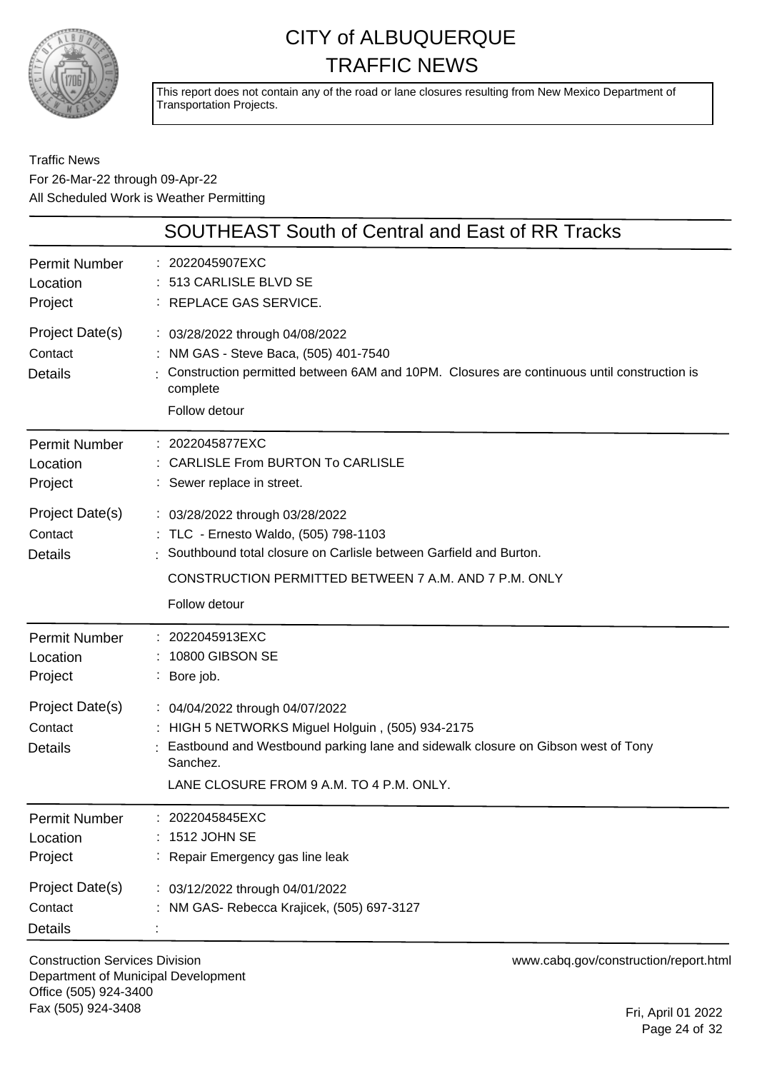# CITY of ALBUQUERQUE
# TRAFFIC NEWS

This report does not contain any of the road or lane closures resulting from New Mexico Department of Transportation Projects.

Traffic News
For 26-Mar-22 through 09-Apr-22
All Scheduled Work is Weather Permitting

## SOUTHEAST South of Central and East of RR Tracks

| | |
|---|---|
| Permit Number | : 2022045907EXC |
| Location | : 513 CARLISLE BLVD SE |
| Project | : REPLACE GAS SERVICE. |
| Project Date(s) | : 03/28/2022 through 04/08/2022 |
| Contact | : NM GAS - Steve Baca, (505) 401-7540 |
| Details | : Construction permitted between 6AM and 10PM. Closures are continuous until construction is complete<br>Follow detour |

| | |
|---|---|
| Permit Number | : 2022045877EXC |
| Location | : CARLISLE From BURTON To CARLISLE |
| Project | : Sewer replace in street. |
| Project Date(s) | : 03/28/2022 through 03/28/2022 |
| Contact | : TLC - Ernesto Waldo, (505) 798-1103 |
| Details | : Southbound total closure on Carlisle between Garfield and Burton.<br>CONSTRUCTION PERMITTED BETWEEN 7 A.M. AND 7 P.M. ONLY<br>Follow detour |

| | |
|---|---|
| Permit Number | : 2022045913EXC |
| Location | : 10800 GIBSON SE |
| Project | : Bore job. |
| Project Date(s) | : 04/04/2022 through 04/07/2022 |
| Contact | : HIGH 5 NETWORKS Miguel Holguin , (505) 934-2175 |
| Details | : Eastbound and Westbound parking lane and sidewalk closure on Gibson west of Tony Sanchez.<br>LANE CLOSURE FROM 9 A.M. TO 4 P.M. ONLY. |

| | |
|---|---|
| Permit Number | : 2022045845EXC |
| Location | : 1512 JOHN SE |
| Project | : Repair Emergency gas line leak |
| Project Date(s) | : 03/12/2022 through 04/01/2022 |
| Contact | : NM GAS- Rebecca Krajicek, (505) 697-3127 |
| Details | : |

Construction Services Division
Department of Municipal Development
Office (505) 924-3400
Fax (505) 924-3408

www.cabq.gov/construction/report.html

Fri, April 01 2022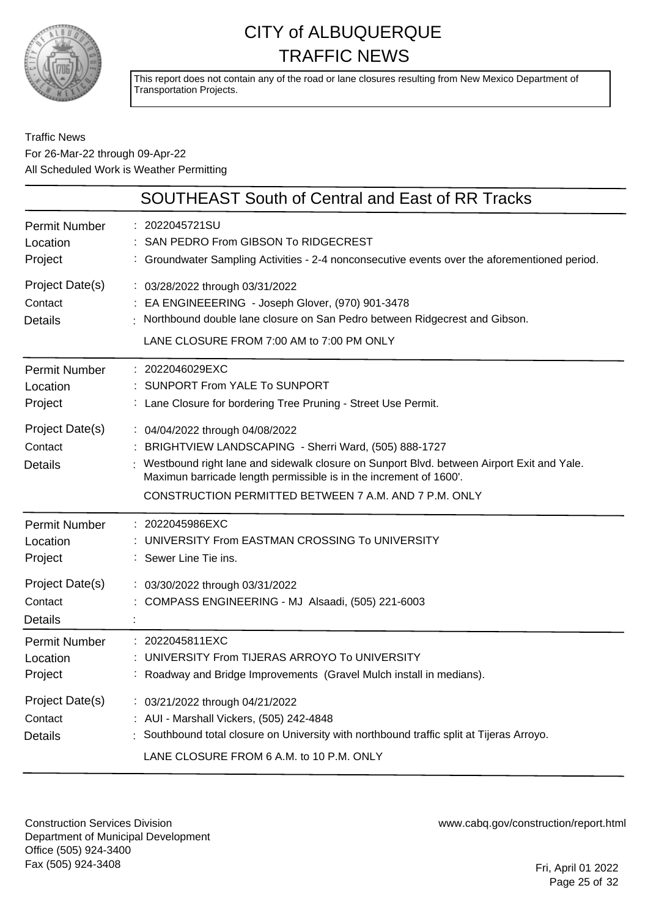# CITY of ALBUQUERQUE
# TRAFFIC NEWS

This report does not contain any of the road or lane closures resulting from New Mexico Department of Transportation Projects.

Traffic News
For 26-Mar-22 through 09-Apr-22
All Scheduled Work is Weather Permitting

## SOUTHEAST South of Central and East of RR Tracks

| | |
|---|---|
| Permit Number | : 2022045721SU |
| Location | : SAN PEDRO From GIBSON To RIDGECREST |
| Project | : Groundwater Sampling Activities - 2-4 nonconsecutive events over the aforementioned period. |
| Project Date(s) | : 03/28/2022 through 03/31/2022 |
| Contact | : EA ENGINEEERING - Joseph Glover, (970) 901-3478 |
| Details | : Northbound double lane closure on San Pedro between Ridgecrest and Gibson. LANE CLOSURE FROM 7:00 AM to 7:00 PM ONLY |

| | |
|---|---|
| Permit Number | : 2022046029EXC |
| Location | : SUNPORT From YALE To SUNPORT |
| Project | : Lane Closure for bordering Tree Pruning - Street Use Permit. |
| Project Date(s) | : 04/04/2022 through 04/08/2022 |
| Contact | : BRIGHTVIEW LANDSCAPING - Sherri Ward, (505) 888-1727 |
| Details | : Westbound right lane and sidewalk closure on Sunport Blvd. between Airport Exit and Yale. Maximun barricade length permissible is in the increment of 1600'. CONSTRUCTION PERMITTED BETWEEN 7 A.M. AND 7 P.M. ONLY |

| | |
|---|---|
| Permit Number | : 2022045986EXC |
| Location | : UNIVERSITY From EASTMAN CROSSING To UNIVERSITY |
| Project | : Sewer Line Tie ins. |
| Project Date(s) | : 03/30/2022 through 03/31/2022 |
| Contact | : COMPASS ENGINEERING - MJ Alsaadi, (505) 221-6003 |
| Details | : |

| | |
|---|---|
| Permit Number | : 2022045811EXC |
| Location | : UNIVERSITY From TIJERAS ARROYO To UNIVERSITY |
| Project | : Roadway and Bridge Improvements (Gravel Mulch install in medians). |
| Project Date(s) | : 03/21/2022 through 04/21/2022 |
| Contact | : AUI - Marshall Vickers, (505) 242-4848 |
| Details | : Southbound total closure on University with northbound traffic split at Tijeras Arroyo. LANE CLOSURE FROM 6 A.M. to 10 P.M. ONLY |

Construction Services Division
Department of Municipal Development
Office (505) 924-3400
Fax (505) 924-3408

www.cabq.gov/construction/report.html

Fri, April 01 2022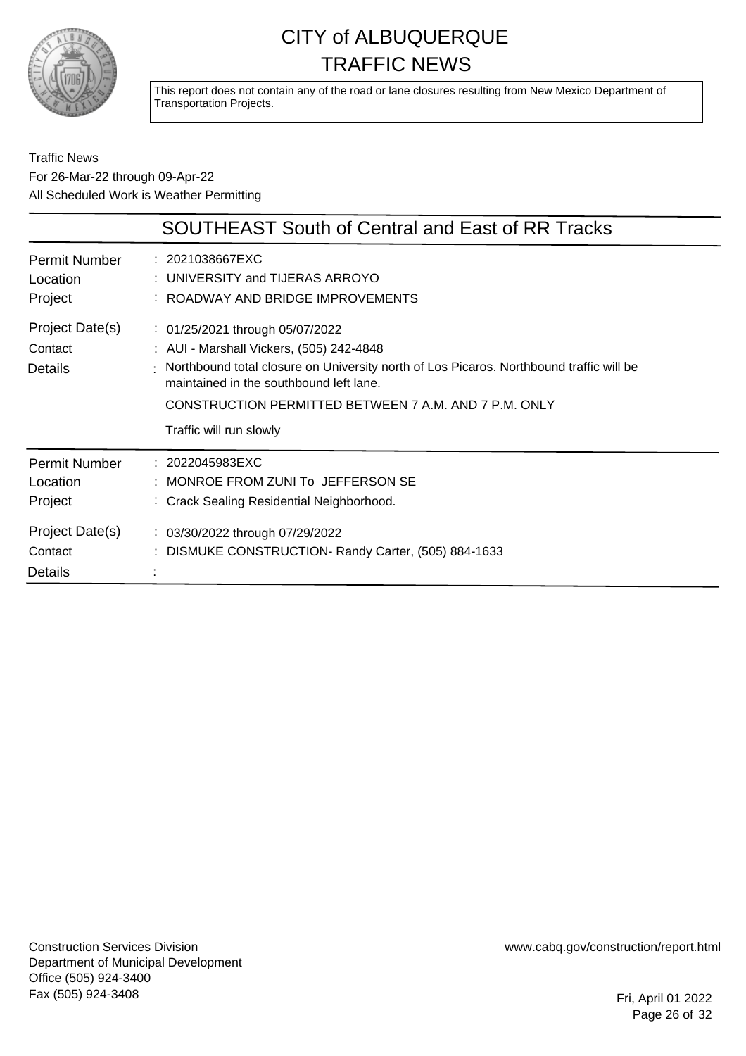# CITY of ALBUQUERQUE TRAFFIC NEWS

This report does not contain any of the road or lane closures resulting from New Mexico Department of Transportation Projects.

Traffic News
For 26-Mar-22 through 09-Apr-22
All Scheduled Work is Weather Permitting

## SOUTHEAST South of Central and East of RR Tracks

| | |
|---|---|
| Permit Number | : 2021038667EXC |
| Location | : UNIVERSITY and TIJERAS ARROYO |
| Project | : ROADWAY AND BRIDGE IMPROVEMENTS |
| Project Date(s) | : 01/25/2021 through 05/07/2022 |
| Contact | : AUI - Marshall Vickers, (505) 242-4848 |
| Details | : Northbound total closure on University north of Los Picaros. Northbound traffic will be maintained in the southbound left lane.<br>CONSTRUCTION PERMITTED BETWEEN 7 A.M. AND 7 P.M. ONLY<br>Traffic will run slowly |

| | |
|---|---|
| Permit Number | : 2022045983EXC |
| Location | : MONROE FROM ZUNI To JEFFERSON SE |
| Project | : Crack Sealing Residential Neighborhood. |
| Project Date(s) | : 03/30/2022 through 07/29/2022 |
| Contact | : DISMUKE CONSTRUCTION- Randy Carter, (505) 884-1633 |
| Details | : |

Construction Services Division
Department of Municipal Development
Office (505) 924-3400
Fax (505) 924-3408

www.cabq.gov/construction/report.html

Fri, April 01 2022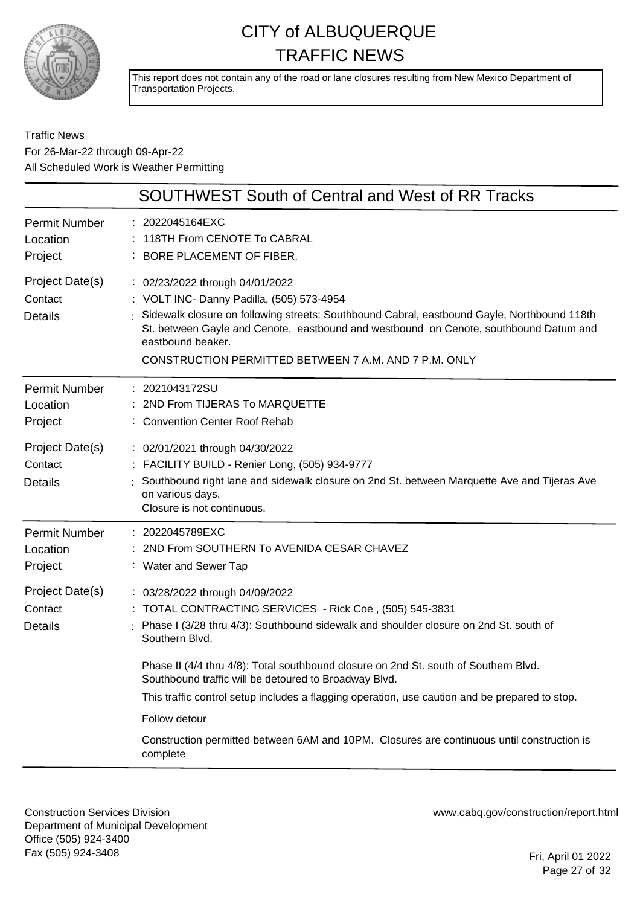# CITY of ALBUQUERQUE
# TRAFFIC NEWS

This report does not contain any of the road or lane closures resulting from New Mexico Department of Transportation Projects.

Traffic News
For 26-Mar-22 through 09-Apr-22
All Scheduled Work is Weather Permitting

## SOUTHWEST South of Central and West of RR Tracks

**Permit Number** : 2022045164EXC
**Location** : 118TH From CENOTE To CABRAL
**Project** : BORE PLACEMENT OF FIBER.

**Project Date(s)** : 02/23/2022 through 04/01/2022
**Contact** : VOLT INC- Danny Padilla, (505) 573-4954
**Details** : Sidewalk closure on following streets: Southbound Cabral, eastbound Gayle, Northbound 118th St. between Gayle and Cenote, eastbound and westbound on Cenote, southbound Datum and eastbound beaker.

CONSTRUCTION PERMITTED BETWEEN 7 A.M. AND 7 P.M. ONLY

---

**Permit Number** : 2021043172SU
**Location** : 2ND From TIJERAS To MARQUETTE
**Project** : Convention Center Roof Rehab

**Project Date(s)** : 02/01/2021 through 04/30/2022
**Contact** : FACILITY BUILD - Renier Long, (505) 934-9777
**Details** : Southbound right lane and sidewalk closure on 2nd St. between Marquette Ave and Tijeras Ave on various days.
Closure is not continuous.

---

**Permit Number** : 2022045789EXC
**Location** : 2ND From SOUTHERN To AVENIDA CESAR CHAVEZ
**Project** : Water and Sewer Tap

**Project Date(s)** : 03/28/2022 through 04/09/2022
**Contact** : TOTAL CONTRACTING SERVICES - Rick Coe , (505) 545-3831
**Details** : Phase I (3/28 thru 4/3): Southbound sidewalk and shoulder closure on 2nd St. south of Southern Blvd.

Phase II (4/4 thru 4/8): Total southbound closure on 2nd St. south of Southern Blvd. Southbound traffic will be detoured to Broadway Blvd.

This traffic control setup includes a flagging operation, use caution and be prepared to stop.

Follow detour

Construction permitted between 6AM and 10PM. Closures are continuous until construction is complete

---

Construction Services Division
Department of Municipal Development
Office (505) 924-3400
Fax (505) 924-3408

www.cabq.gov/construction/report.html

Fri, April 01 2022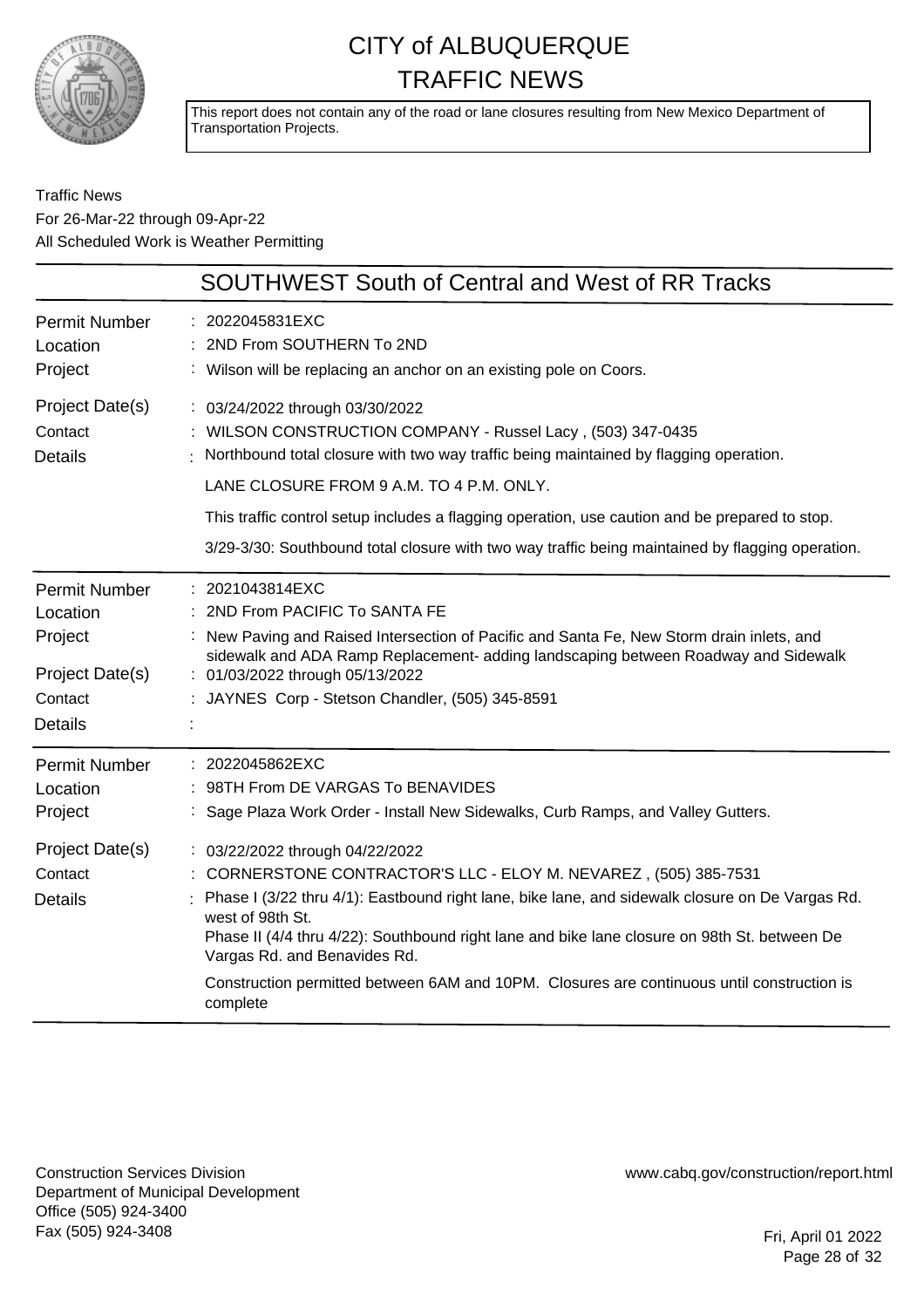# CITY of ALBUQUERQUE TRAFFIC NEWS

This report does not contain any of the road or lane closures resulting from New Mexico Department of Transportation Projects.

Traffic News
For 26-Mar-22 through 09-Apr-22
All Scheduled Work is Weather Permitting

## SOUTHWEST South of Central and West of RR Tracks

| | |
|---|---|
| Permit Number | 2022045831EXC |
| Location | 2ND From SOUTHERN To 2ND |
| Project | Wilson will be replacing an anchor on an existing pole on Coors. |
| Project Date(s) | 03/24/2022 through 03/30/2022 |
| Contact | WILSON CONSTRUCTION COMPANY - Russel Lacy , (503) 347-0435 |
| Details | Northbound total closure with two way traffic being maintained by flagging operation.<br><br>LANE CLOSURE FROM 9 A.M. TO 4 P.M. ONLY.<br><br>This traffic control setup includes a flagging operation, use caution and be prepared to stop.<br><br>3/29-3/30: Southbound total closure with two way traffic being maintained by flagging operation. |

| | |
|---|---|
| Permit Number | 2021043814EXC |
| Location | 2ND From PACIFIC To SANTA FE |
| Project | New Paving and Raised Intersection of Pacific and Santa Fe, New Storm drain inlets, and sidewalk and ADA Ramp Replacement- adding landscaping between Roadway and Sidewalk |
| Project Date(s) | 01/03/2022 through 05/13/2022 |
| Contact | JAYNES Corp - Stetson Chandler, (505) 345-8591 |
| Details | |

| | |
|---|---|
| Permit Number | 2022045862EXC |
| Location | 98TH From DE VARGAS To BENAVIDES |
| Project | Sage Plaza Work Order - Install New Sidewalks, Curb Ramps, and Valley Gutters. |
| Project Date(s) | 03/22/2022 through 04/22/2022 |
| Contact | CORNERSTONE CONTRACTOR'S LLC - ELOY M. NEVAREZ , (505) 385-7531 |
| Details | Phase I (3/22 thru 4/1): Eastbound right lane, bike lane, and sidewalk closure on De Vargas Rd. west of 98th St.<br>Phase II (4/4 thru 4/22): Southbound right lane and bike lane closure on 98th St. between De Vargas Rd. and Benavides Rd.<br><br>Construction permitted between 6AM and 10PM. Closures are continuous until construction is complete |

Construction Services Division
Department of Municipal Development
Office (505) 924-3400
Fax (505) 924-3408

www.cabq.gov/construction/report.html

Fri, April 01 2022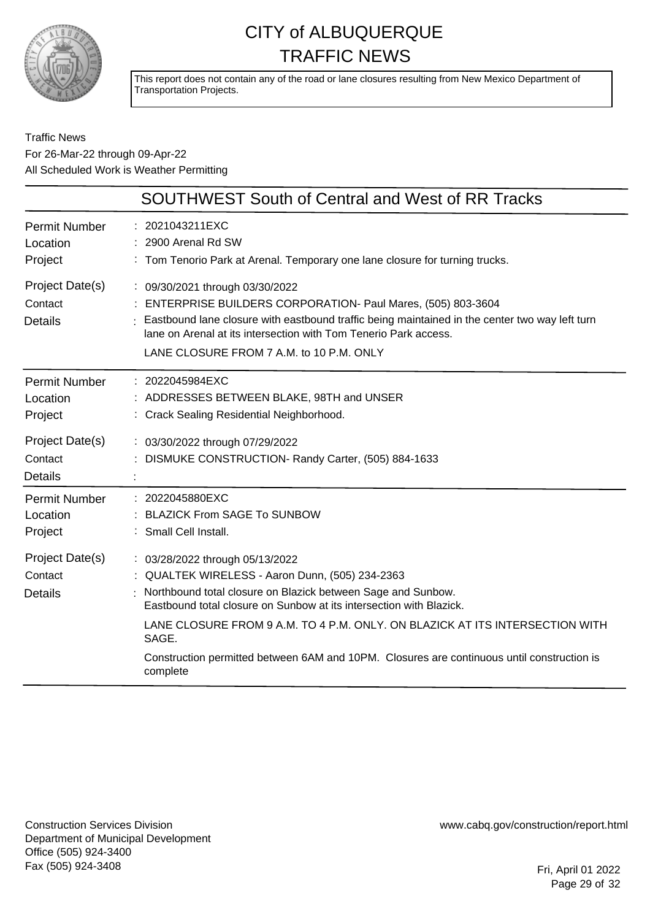# CITY of ALBUQUERQUE
# TRAFFIC NEWS

This report does not contain any of the road or lane closures resulting from New Mexico Department of Transportation Projects.

Traffic News
For 26-Mar-22 through 09-Apr-22
All Scheduled Work is Weather Permitting

## SOUTHWEST South of Central and West of RR Tracks

| | |
|---|---|
| Permit Number | : 2021043211EXC |
| Location | : 2900 Arenal Rd SW |
| Project | : Tom Tenorio Park at Arenal. Temporary one lane closure for turning trucks. |
| Project Date(s) | : 09/30/2021 through 03/30/2022 |
| Contact | : ENTERPRISE BUILDERS CORPORATION- Paul Mares, (505) 803-3604 |
| Details | : Eastbound lane closure with eastbound traffic being maintained in the center two way left turn lane on Arenal at its intersection with Tom Tenerio Park access. LANE CLOSURE FROM 7 A.M. to 10 P.M. ONLY |

| | |
|---|---|
| Permit Number | : 2022045984EXC |
| Location | : ADDRESSES BETWEEN BLAKE, 98TH and UNSER |
| Project | : Crack Sealing Residential Neighborhood. |
| Project Date(s) | : 03/30/2022 through 07/29/2022 |
| Contact | : DISMUKE CONSTRUCTION- Randy Carter, (505) 884-1633 |
| Details | : |

| | |
|---|---|
| Permit Number | : 2022045880EXC |
| Location | : BLAZICK From SAGE To SUNBOW |
| Project | : Small Cell Install. |
| Project Date(s) | : 03/28/2022 through 05/13/2022 |
| Contact | : QUALTEK WIRELESS - Aaron Dunn, (505) 234-2363 |
| Details | : Northbound total closure on Blazick between Sage and Sunbow. Eastbound total closure on Sunbow at its intersection with Blazick. LANE CLOSURE FROM 9 A.M. TO 4 P.M. ONLY. ON BLAZICK AT ITS INTERSECTION WITH SAGE. Construction permitted between 6AM and 10PM. Closures are continuous until construction is complete |

Construction Services Division
Department of Municipal Development
Office (505) 924-3400
Fax (505) 924-3408

www.cabq.gov/construction/report.html

Fri, April 01 2022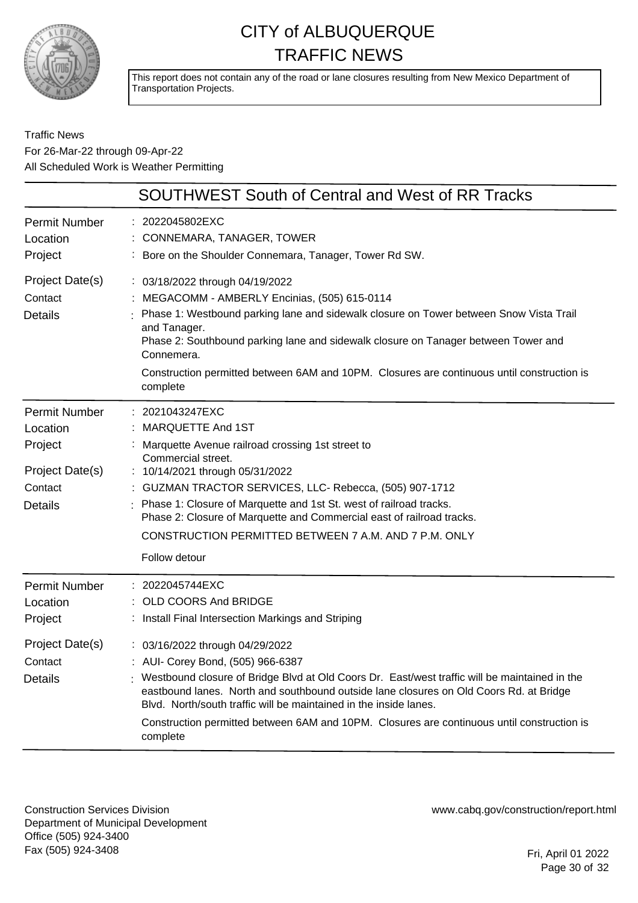# CITY of ALBUQUERQUE TRAFFIC NEWS

This report does not contain any of the road or lane closures resulting from New Mexico Department of Transportation Projects.

Traffic News
For 26-Mar-22 through 09-Apr-22
All Scheduled Work is Weather Permitting

## SOUTHWEST South of Central and West of RR Tracks

| | |
|---|---|
| Permit Number | : 2022045802EXC |
| Location | : CONNEMARA, TANAGER, TOWER |
| Project | : Bore on the Shoulder Connemara, Tanager, Tower Rd SW. |
| Project Date(s) | : 03/18/2022 through 04/19/2022 |
| Contact | : MEGACOMM - AMBERLY Encinias, (505) 615-0114 |
| Details | : Phase 1: Westbound parking lane and sidewalk closure on Tower between Snow Vista Trail and Tanager.<br>Phase 2: Southbound parking lane and sidewalk closure on Tanager between Tower and Connemera.<br><br>Construction permitted between 6AM and 10PM. Closures are continuous until construction is complete |

| | |
|---|---|
| Permit Number | : 2021043247EXC |
| Location | : MARQUETTE And 1ST |
| Project | : Marquette Avenue railroad crossing 1st street to Commercial street. |
| Project Date(s) | : 10/14/2021 through 05/31/2022 |
| Contact | : GUZMAN TRACTOR SERVICES, LLC- Rebecca, (505) 907-1712 |
| Details | : Phase 1: Closure of Marquette and 1st St. west of railroad tracks.<br>Phase 2: Closure of Marquette and Commercial east of railroad tracks.<br><br>CONSTRUCTION PERMITTED BETWEEN 7 A.M. AND 7 P.M. ONLY<br><br>Follow detour |

| | |
|---|---|
| Permit Number | : 2022045744EXC |
| Location | : OLD COORS And BRIDGE |
| Project | : Install Final Intersection Markings and Striping |
| Project Date(s) | : 03/16/2022 through 04/29/2022 |
| Contact | : AUI- Corey Bond, (505) 966-6387 |
| Details | : Westbound closure of Bridge Blvd at Old Coors Dr. East/west traffic will be maintained in the eastbound lanes. North and southbound outside lane closures on Old Coors Rd. at Bridge Blvd. North/south traffic will be maintained in the inside lanes.<br><br>Construction permitted between 6AM and 10PM. Closures are continuous until construction is complete |

Construction Services Division
Department of Municipal Development
Office (505) 924-3400
Fax (505) 924-3408

www.cabq.gov/construction/report.html

Fri, April 01 2022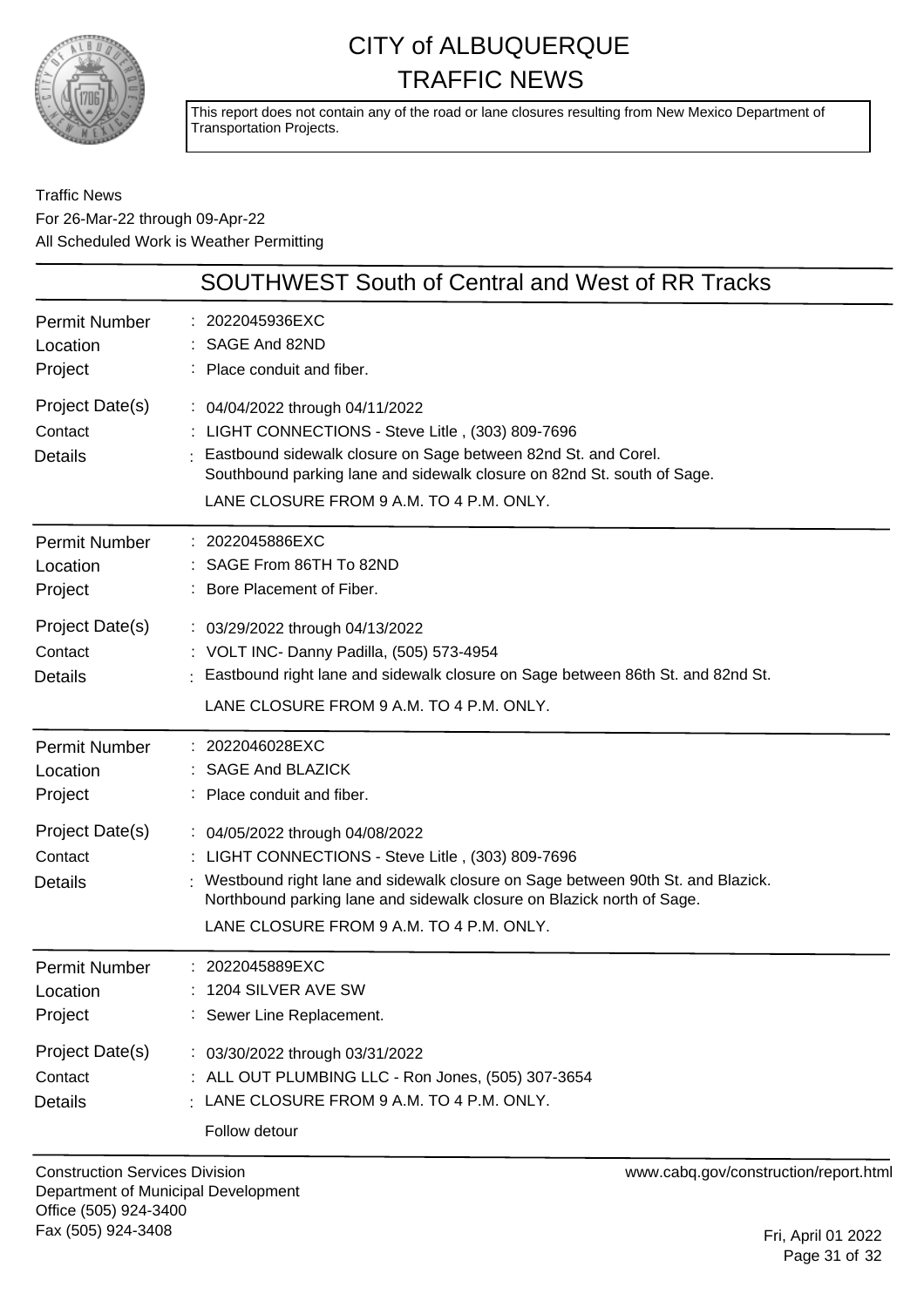# CITY of ALBUQUERQUE TRAFFIC NEWS

This report does not contain any of the road or lane closures resulting from New Mexico Department of Transportation Projects.

Traffic News
For 26-Mar-22 through 09-Apr-22
All Scheduled Work is Weather Permitting

## SOUTHWEST South of Central and West of RR Tracks

| | |
|---|---|
| Permit Number | 2022045936EXC |
| Location | SAGE And 82ND |
| Project | Place conduit and fiber. |
| Project Date(s) | 04/04/2022 through 04/11/2022 |
| Contact | LIGHT CONNECTIONS - Steve Litle , (303) 809-7696 |
| Details | Eastbound sidewalk closure on Sage between 82nd St. and Corel. Southbound parking lane and sidewalk closure on 82nd St. south of Sage. LANE CLOSURE FROM 9 A.M. TO 4 P.M. ONLY. |

| | |
|---|---|
| Permit Number | 2022045886EXC |
| Location | SAGE From 86TH To 82ND |
| Project | Bore Placement of Fiber. |
| Project Date(s) | 03/29/2022 through 04/13/2022 |
| Contact | VOLT INC- Danny Padilla, (505) 573-4954 |
| Details | Eastbound right lane and sidewalk closure on Sage between 86th St. and 82nd St. LANE CLOSURE FROM 9 A.M. TO 4 P.M. ONLY. |

| | |
|---|---|
| Permit Number | 2022046028EXC |
| Location | SAGE And BLAZICK |
| Project | Place conduit and fiber. |
| Project Date(s) | 04/05/2022 through 04/08/2022 |
| Contact | LIGHT CONNECTIONS - Steve Litle , (303) 809-7696 |
| Details | Westbound right lane and sidewalk closure on Sage between 90th St. and Blazick. Northbound parking lane and sidewalk closure on Blazick north of Sage. LANE CLOSURE FROM 9 A.M. TO 4 P.M. ONLY. |

| | |
|---|---|
| Permit Number | 2022045889EXC |
| Location | 1204 SILVER AVE SW |
| Project | Sewer Line Replacement. |
| Project Date(s) | 03/30/2022 through 03/31/2022 |
| Contact | ALL OUT PLUMBING LLC - Ron Jones, (505) 307-3654 |
| Details | LANE CLOSURE FROM 9 A.M. TO 4 P.M. ONLY. Follow detour |

Construction Services Division
Department of Municipal Development
Office (505) 924-3400
Fax (505) 924-3408

www.cabq.gov/construction/report.html

Fri, April 01 2022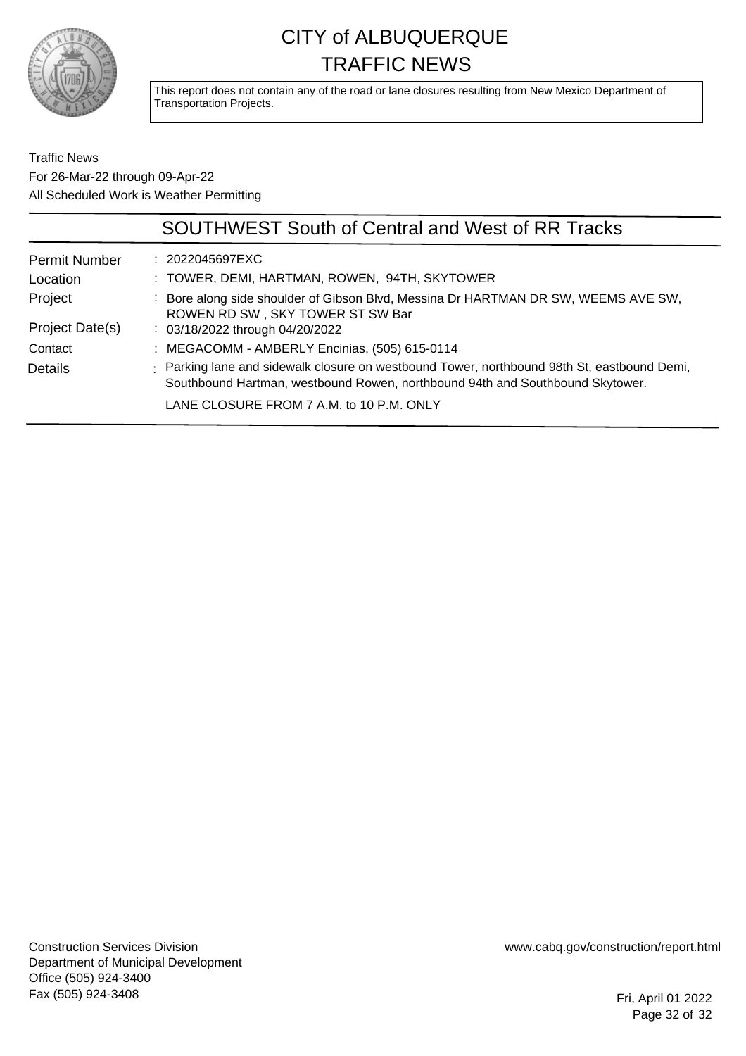# CITY of ALBUQUERQUE
# TRAFFIC NEWS

This report does not contain any of the road or lane closures resulting from New Mexico Department of Transportation Projects.

Traffic News
For 26-Mar-22 through 09-Apr-22
All Scheduled Work is Weather Permitting

## SOUTHWEST South of Central and West of RR Tracks

| | |
|---|---|
| Permit Number | : 2022045697EXC |
| Location | : TOWER, DEMI, HARTMAN, ROWEN, 94TH, SKYTOWER |
| Project | : Bore along side shoulder of Gibson Blvd, Messina Dr HARTMAN DR SW, WEEMS AVE SW, ROWEN RD SW , SKY TOWER ST SW Bar |
| Project Date(s) | : 03/18/2022 through 04/20/2022 |
| Contact | : MEGACOMM - AMBERLY Encinias, (505) 615-0114 |
| Details | : Parking lane and sidewalk closure on westbound Tower, northbound 98th St, eastbound Demi, Southbound Hartman, westbound Rowen, northbound 94th and Southbound Skytower. LANE CLOSURE FROM 7 A.M. to 10 P.M. ONLY |

Construction Services Division
Department of Municipal Development
Office (505) 924-3400
Fax (505) 924-3408

www.cabq.gov/construction/report.html

Fri, April 01 2022